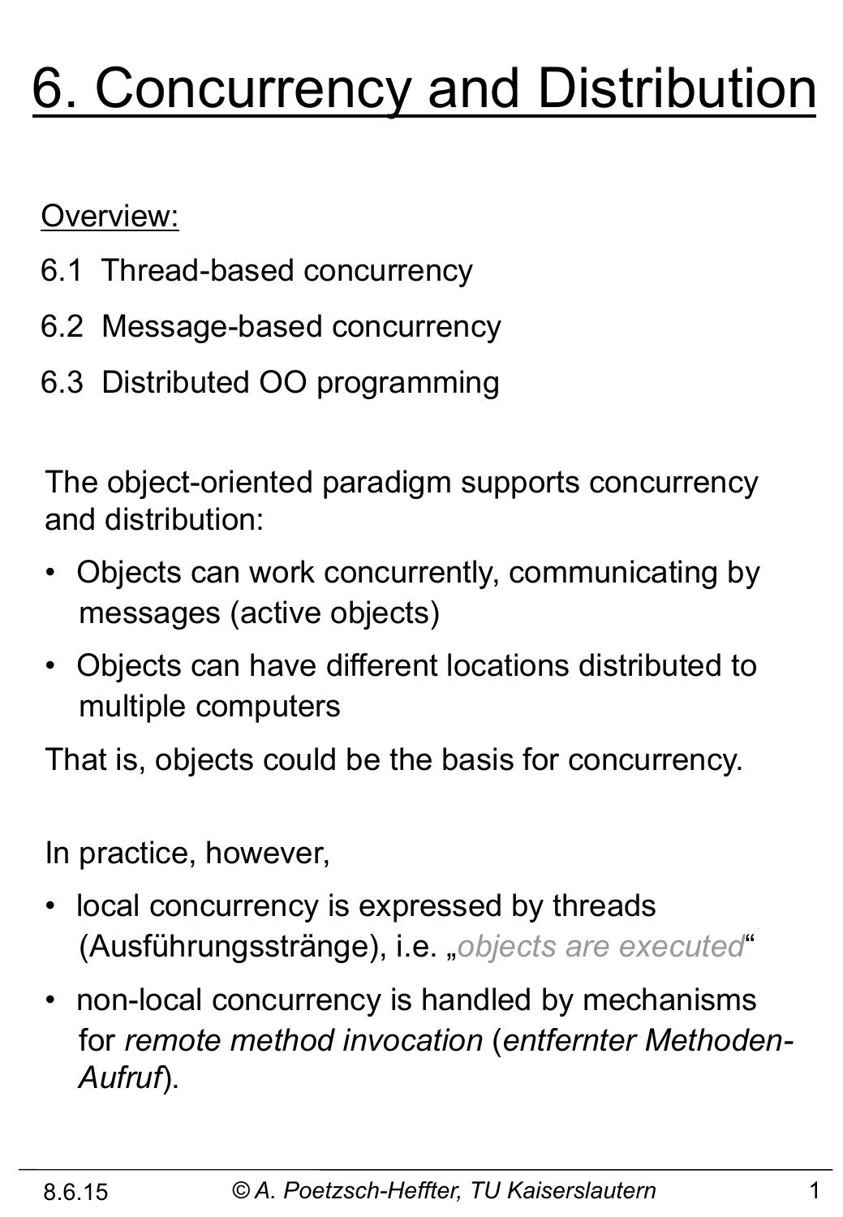# 6. Concurrency and Distribution

Overview:

6.1 Thread-based concurrency

6.2 Message-based concurrency

6.3 Distributed OO programming

The object-oriented paradigm supports concurrency and distribution:

- Objects can work concurrently, communicating by messages (active objects)
- Objects can have different locations distributed to multiple computers

That is, objects could be the basis for concurrency.

In practice, however,

- local concurrency is expressed by threads (Ausführungsstränge), i.e. „*objects are executed*“
- non-local concurrency is handled by mechanisms for *remote method invocation* (*entfernter Methoden-Aufruf*).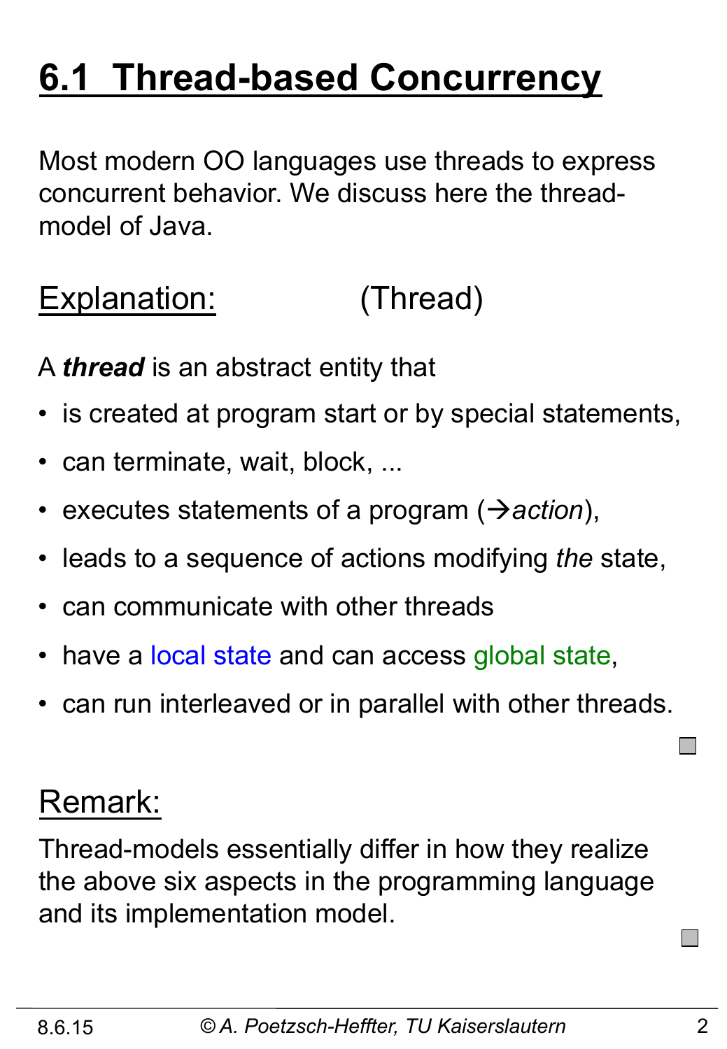# 6.1 Thread-based Concurrency

Most modern OO languages use threads to express concurrent behavior. We discuss here the thread-model of Java.

## Explanation: (Thread)

A ***thread*** is an abstract entity that

- is created at program start or by special statements,
- can terminate, wait, block, ...
- executes statements of a program (→*action*),
- leads to a sequence of actions modifying *the* state,
- can communicate with other threads
- have a local state and can access global state,
- can run interleaved or in parallel with other threads.

## Remark:

Thread-models essentially differ in how they realize the above six aspects in the programming language and its implementation model.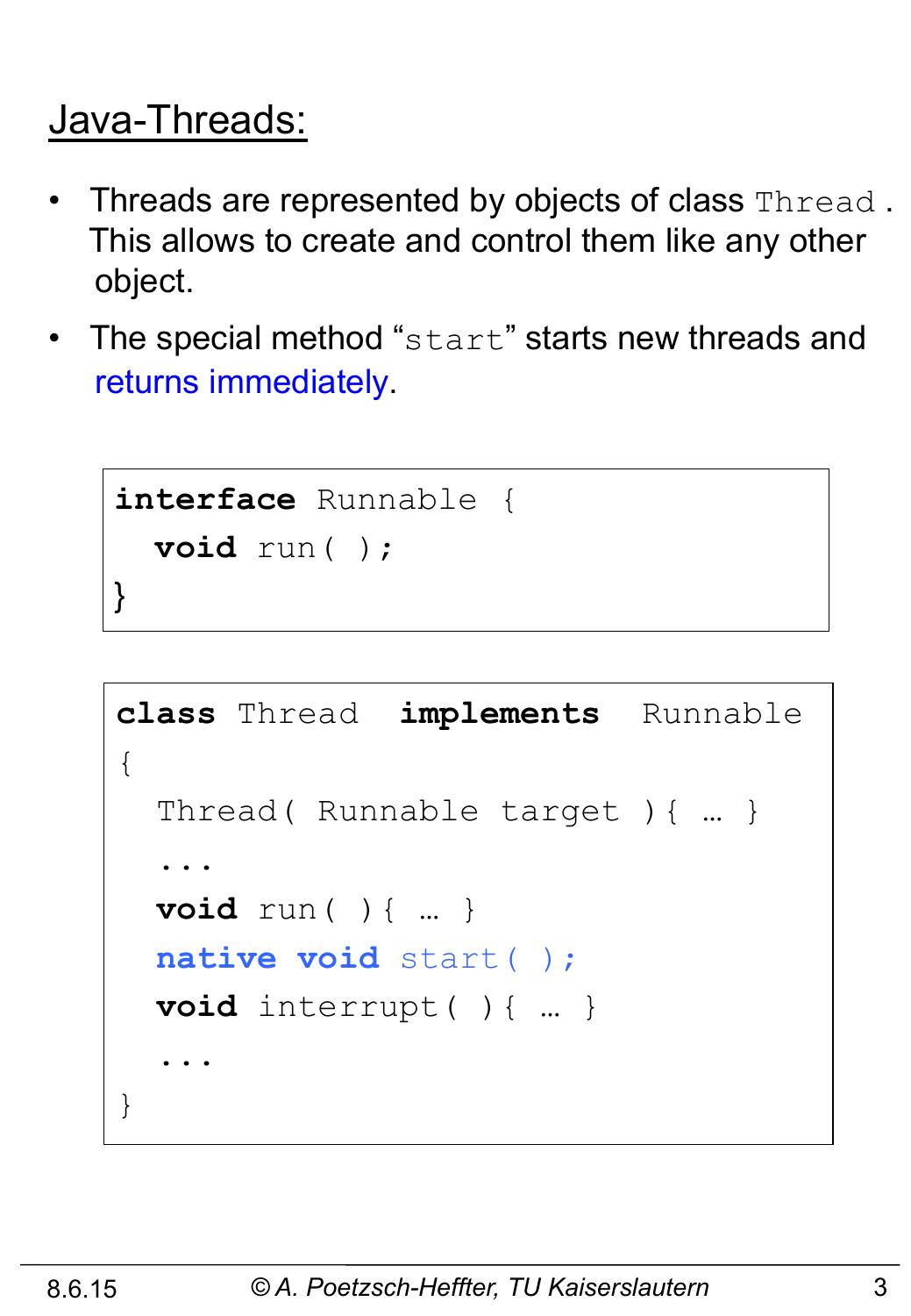## Java-Threads:

- Threads are represented by objects of class `Thread`. This allows to create and control them like any other object.
- The special method "`start`" starts new threads and returns immediately.

```
interface Runnable {
  void run( );
}
```

```
class Thread  implements  Runnable
{
  Thread( Runnable target ){ … }
  ...
  void run( ){ … }
  native void start( );
  void interrupt( ){ … }
  ...
}
```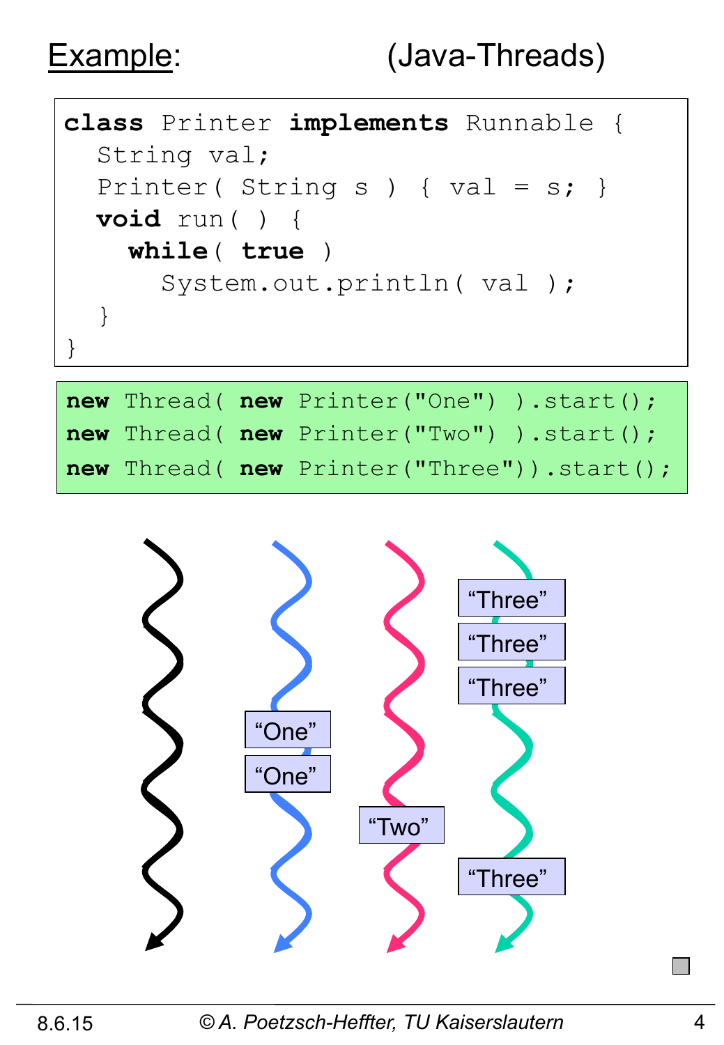# Example: (Java-Threads)

```java
class Printer implements Runnable {
  String val;
  Printer( String s ) { val = s; }
  void run( ) {
    while( true )
      System.out.println( val );
  }
}
```

```java
new Thread( new Printer("One") ).start();
new Thread( new Printer("Two") ).start();
new Thread( new Printer("Three")).start();
```

"Three"
"Three"
"Three"
"One"
"One"
"Two"
"Three"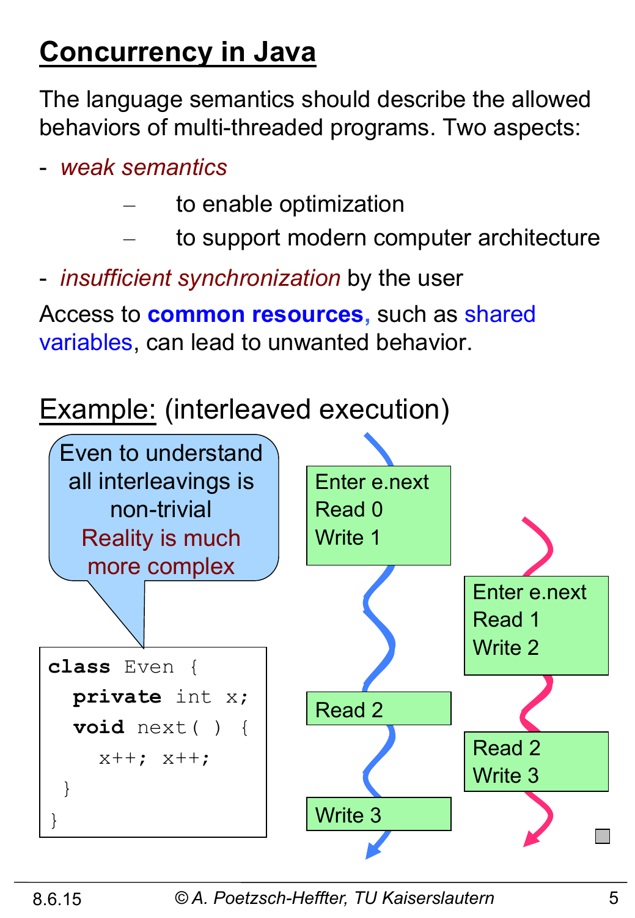# Concurrency in Java

The language semantics should describe the allowed behaviors of multi-threaded programs. Two aspects:

- *weak semantics*
  - to enable optimization
  - to support modern computer architecture
- *insufficient synchronization* by the user

Access to **common resources,** such as shared variables, can lead to unwanted behavior.

Example: (interleaved execution)

Even to understand all interleavings is non-trivial
Reality is much more complex

```
class Even {
  private int x;
  void next( ) {
    x++; x++;
 }
}
```

Thread 1 (left):

- Enter e.next
  Read 0
  Write 1
- Read 2
- Write 3

Thread 2 (right):

- Enter e.next
  Read 1
  Write 2
- Read 2
  Write 3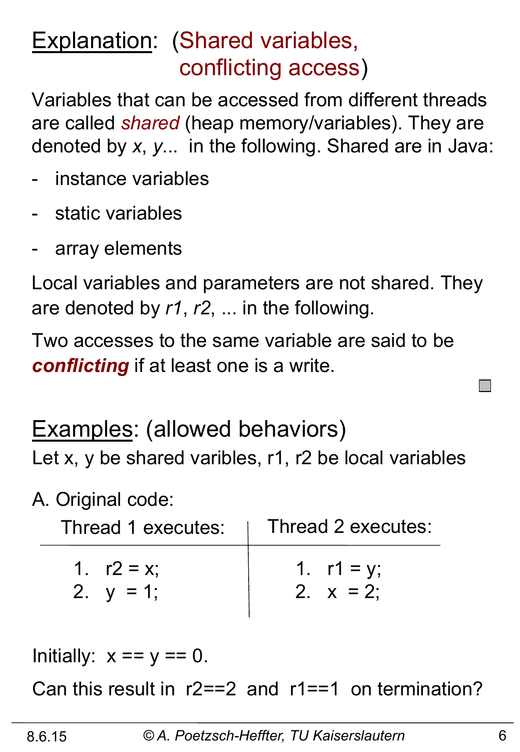## Explanation: (Shared variables, conflicting access)

Variables that can be accessed from different threads are called *shared* (heap memory/variables). They are denoted by *x*, *y*... in the following. Shared are in Java:

- instance variables
- static variables
- array elements

Local variables and parameters are not shared. They are denoted by *r1*, *r2*, ... in the following.

Two accesses to the same variable are said to be ***conflicting*** if at least one is a write.

## Examples: (allowed behaviors)

Let x, y be shared varibles, r1, r2 be local variables

A. Original code:

| Thread 1 executes: | Thread 2 executes: |
|---|---|
| 1. r2 = x; | 1. r1 = y; |
| 2. y = 1; | 2. x = 2; |

Initially: x == y == 0.

Can this result in r2==2 and r1==1 on termination?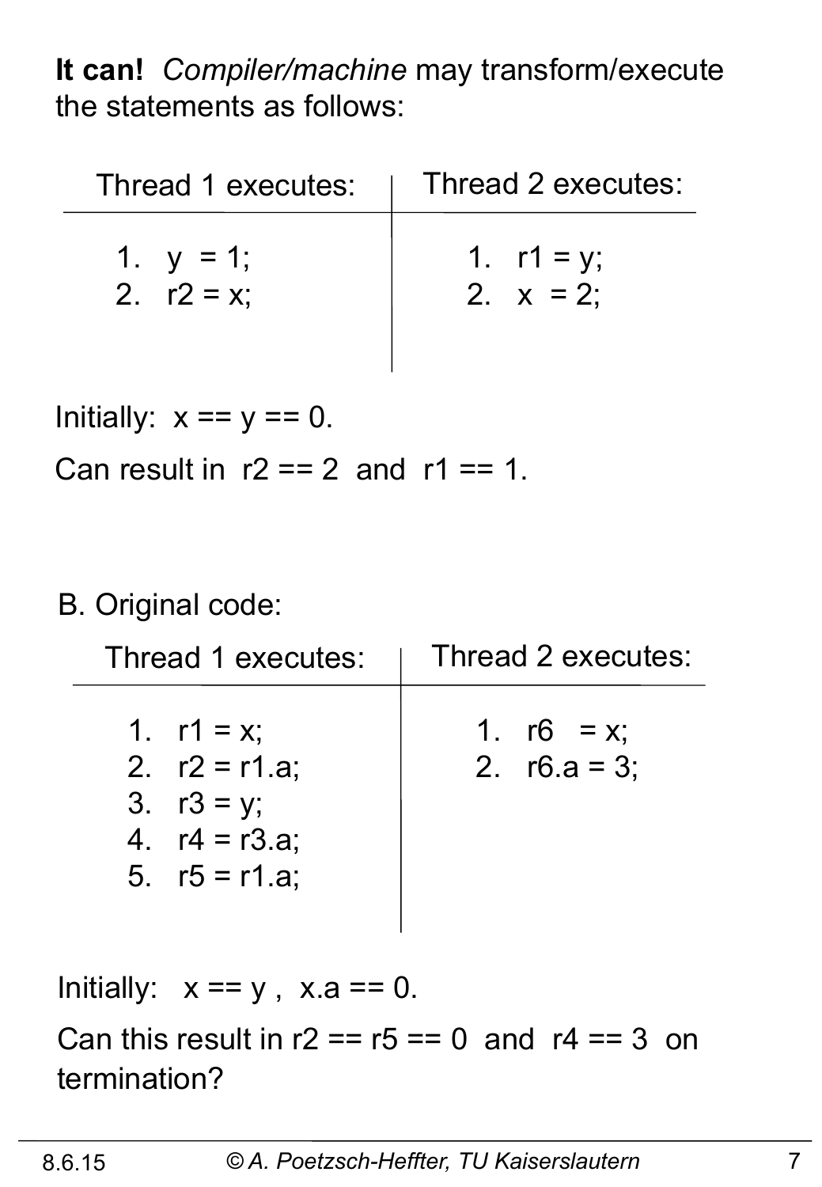**It can!** *Compiler/machine* may transform/execute the statements as follows:

| Thread 1 executes: | Thread 2 executes: |
|---|---|
| 1. y = 1; | 1. r1 = y; |
| 2. r2 = x; | 2. x = 2; |

Initially: x == y == 0.

Can result in r2 == 2 and r1 == 1.

B. Original code:

| Thread 1 executes: | Thread 2 executes: |
|---|---|
| 1. r1 = x; | 1. r6 = x; |
| 2. r2 = r1.a; | 2. r6.a = 3; |
| 3. r3 = y; | |
| 4. r4 = r3.a; | |
| 5. r5 = r1.a; | |

Initially: x == y , x.a == 0.

Can this result in r2 == r5 == 0 and r4 == 3 on termination?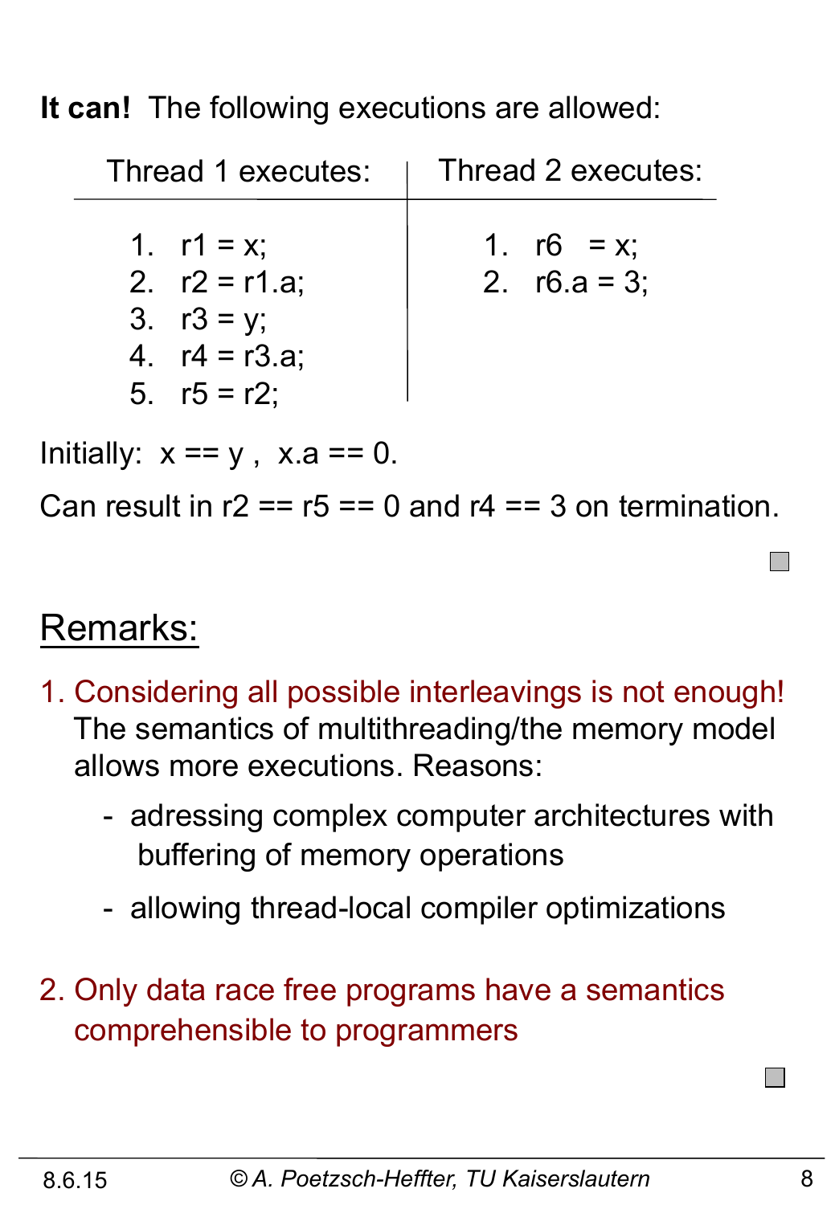**It can!** The following executions are allowed:

| Thread 1 executes: | Thread 2 executes: |
|---|---|
| 1. r1 = x;<br>2. r2 = r1.a;<br>3. r3 = y;<br>4. r4 = r3.a;<br>5. r5 = r2; | 1. r6 = x;<br>2. r6.a = 3; |

Initially: x == y , x.a == 0.

Can result in r2 == r5 == 0 and r4 == 3 on termination.

## Remarks:

1. Considering all possible interleavings is not enough!
   The semantics of multithreading/the memory model allows more executions. Reasons:
   - adressing complex computer architectures with buffering of memory operations
   - allowing thread-local compiler optimizations

2. Only data race free programs have a semantics comprehensible to programmers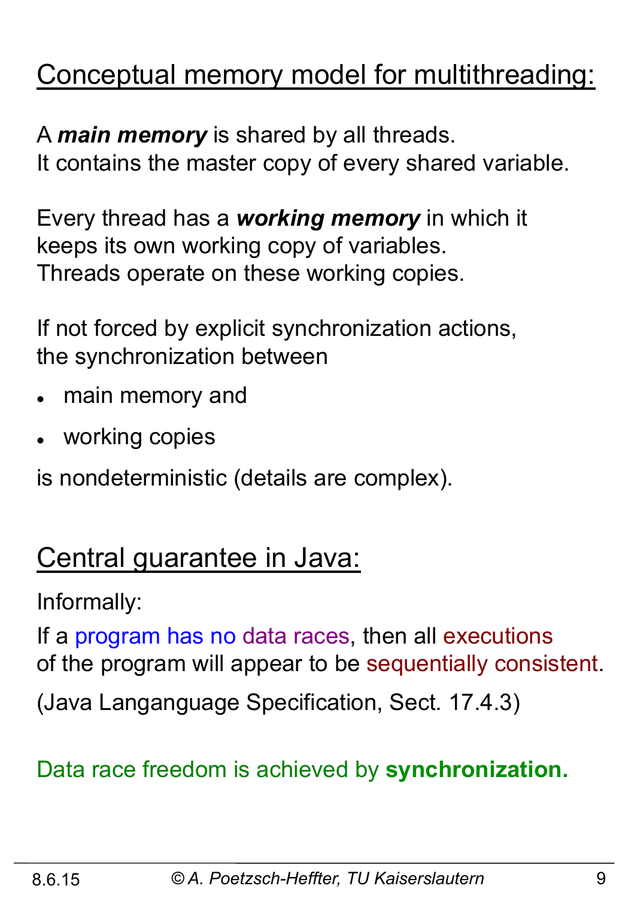## Conceptual memory model for multithreading:

A ***main memory*** is shared by all threads.
It contains the master copy of every shared variable.

Every thread has a ***working memory*** in which it keeps its own working copy of variables.
Threads operate on these working copies.

If not forced by explicit synchronization actions, the synchronization between

- main memory and
- working copies

is nondeterministic (details are complex).

## Central guarantee in Java:

Informally:

If a program has no data races, then all executions of the program will appear to be sequentially consistent.

(Java Langanguage Specification, Sect. 17.4.3)

Data race freedom is achieved by **synchronization.**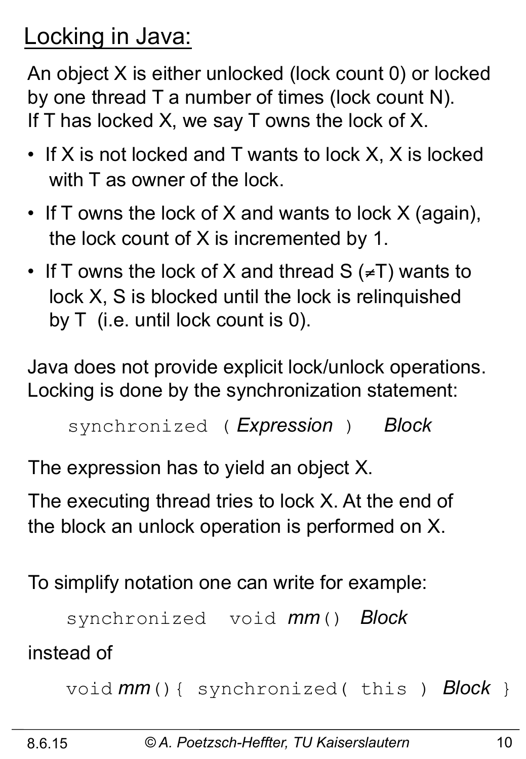# Locking in Java:

An object X is either unlocked (lock count 0) or locked by one thread T a number of times (lock count N). If T has locked X, we say T owns the lock of X.

- If X is not locked and T wants to lock X, X is locked with T as owner of the lock.
- If T owns the lock of X and wants to lock X (again), the lock count of X is incremented by 1.
- If T owns the lock of X and thread S (≠T) wants to lock X, S is blocked until the lock is relinquished by T (i.e. until lock count is 0).

Java does not provide explicit lock/unlock operations. Locking is done by the synchronization statement:

```
synchronized ( Expression )   Block
```

The expression has to yield an object X.

The executing thread tries to lock X. At the end of the block an unlock operation is performed on X.

To simplify notation one can write for example:

```
synchronized  void mm()  Block
```

instead of

```
void mm(){ synchronized( this ) Block }
```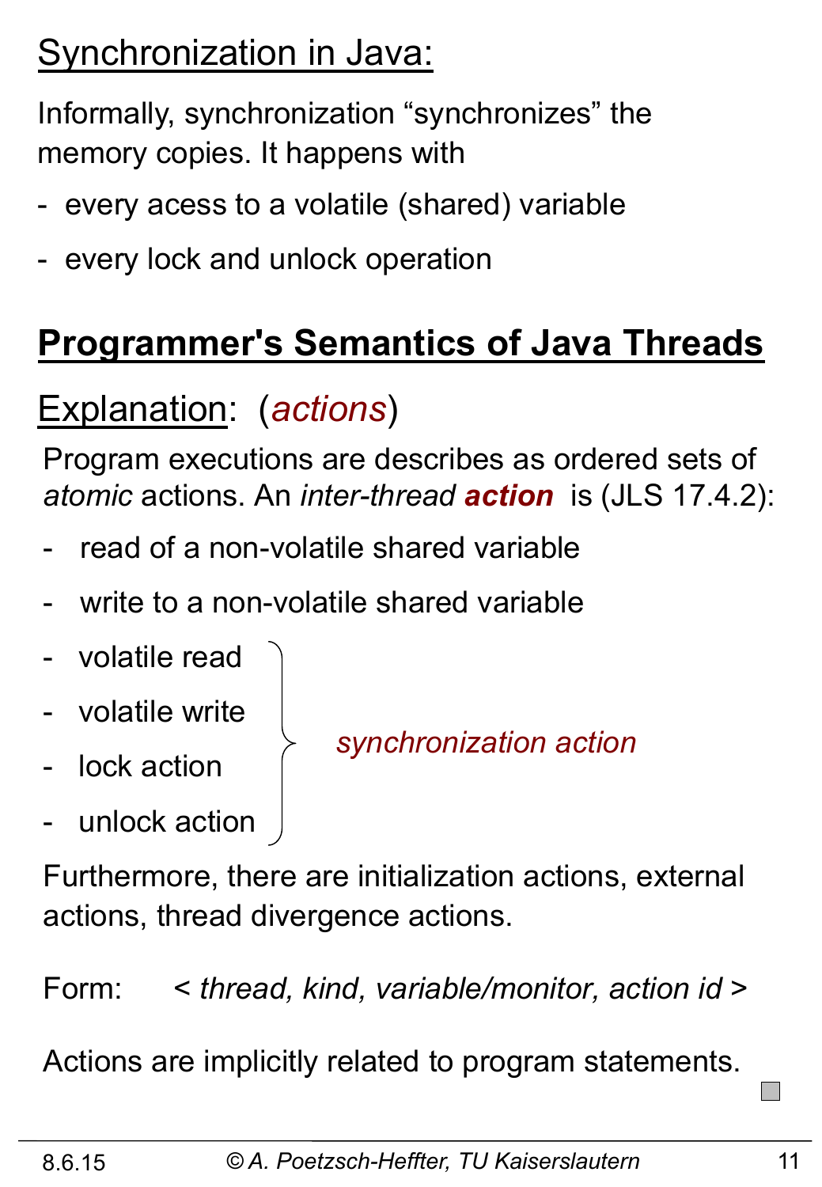## Synchronization in Java:

Informally, synchronization "synchronizes" the memory copies. It happens with

- every acess to a volatile (shared) variable
- every lock and unlock operation

## **Programmer's Semantics of Java Threads**

Explanation: (*actions*)

Program executions are describes as ordered sets of *atomic* actions. An *inter-thread* ***action*** is (JLS 17.4.2):

- read of a non-volatile shared variable
- write to a non-volatile shared variable
- volatile read
- volatile write
- lock action
- unlock action

(volatile read, volatile write, lock action, unlock action: *synchronization action*)

Furthermore, there are initialization actions, external actions, thread divergence actions.

Form: < *thread, kind, variable/monitor, action id* >

Actions are implicitly related to program statements.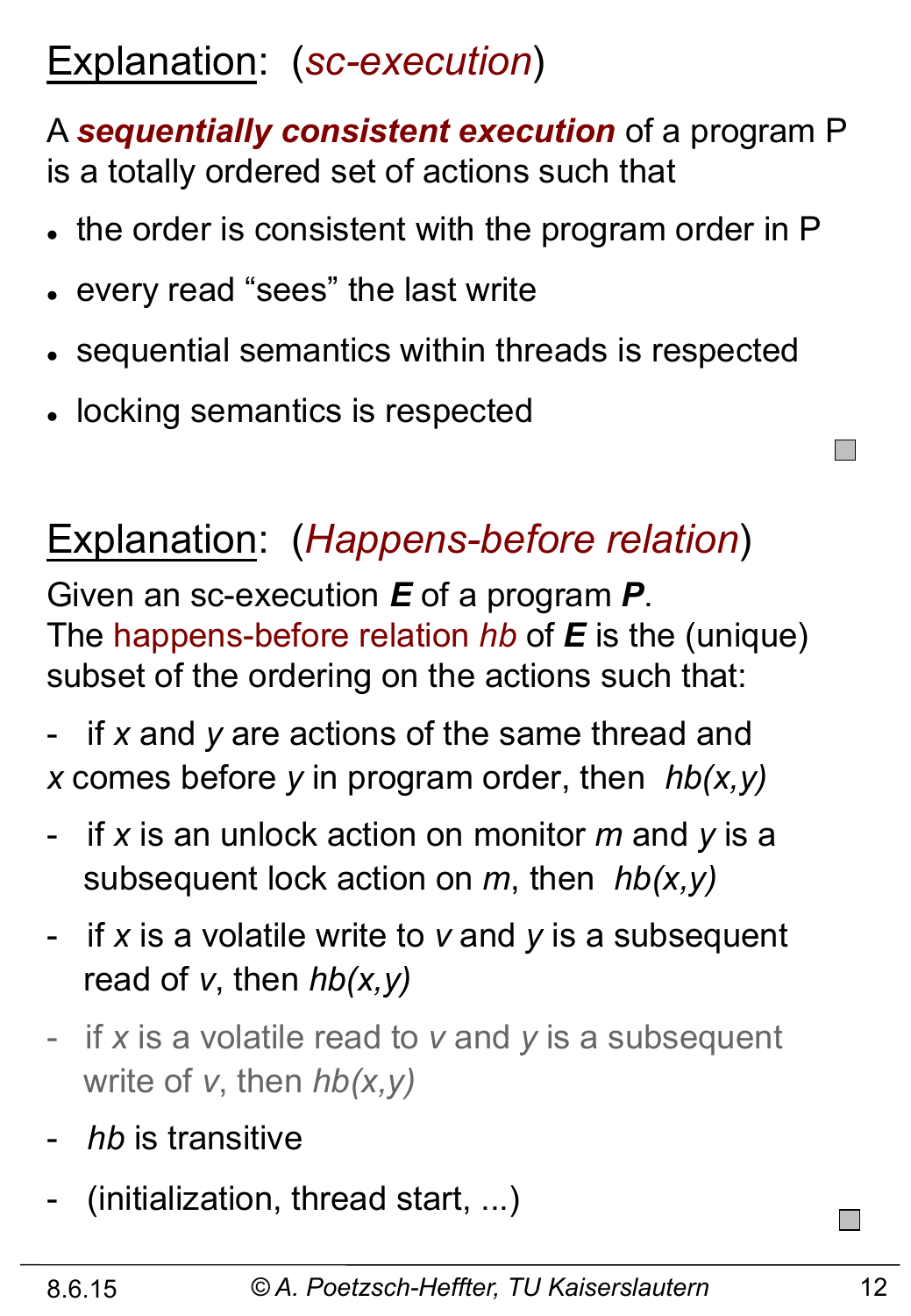## Explanation: (*sc-execution*)

A ***sequentially consistent execution*** of a program P is a totally ordered set of actions such that

- the order is consistent with the program order in P
- every read "sees" the last write
- sequential semantics within threads is respected
- locking semantics is respected

## Explanation: (*Happens-before relation*)

Given an sc-execution ***E*** of a program ***P***.
The happens-before relation *hb* of ***E*** is the (unique) subset of the ordering on the actions such that:

- if *x* and *y* are actions of the same thread and *x* comes before *y* in program order, then *hb(x,y)*
- if *x* is an unlock action on monitor *m* and *y* is a subsequent lock action on *m*, then *hb(x,y)*
- if *x* is a volatile write to *v* and *y* is a subsequent read of *v*, then *hb(x,y)*
- if *x* is a volatile read to *v* and *y* is a subsequent write of *v*, then *hb(x,y)*
- *hb* is transitive
- (initialization, thread start, ...)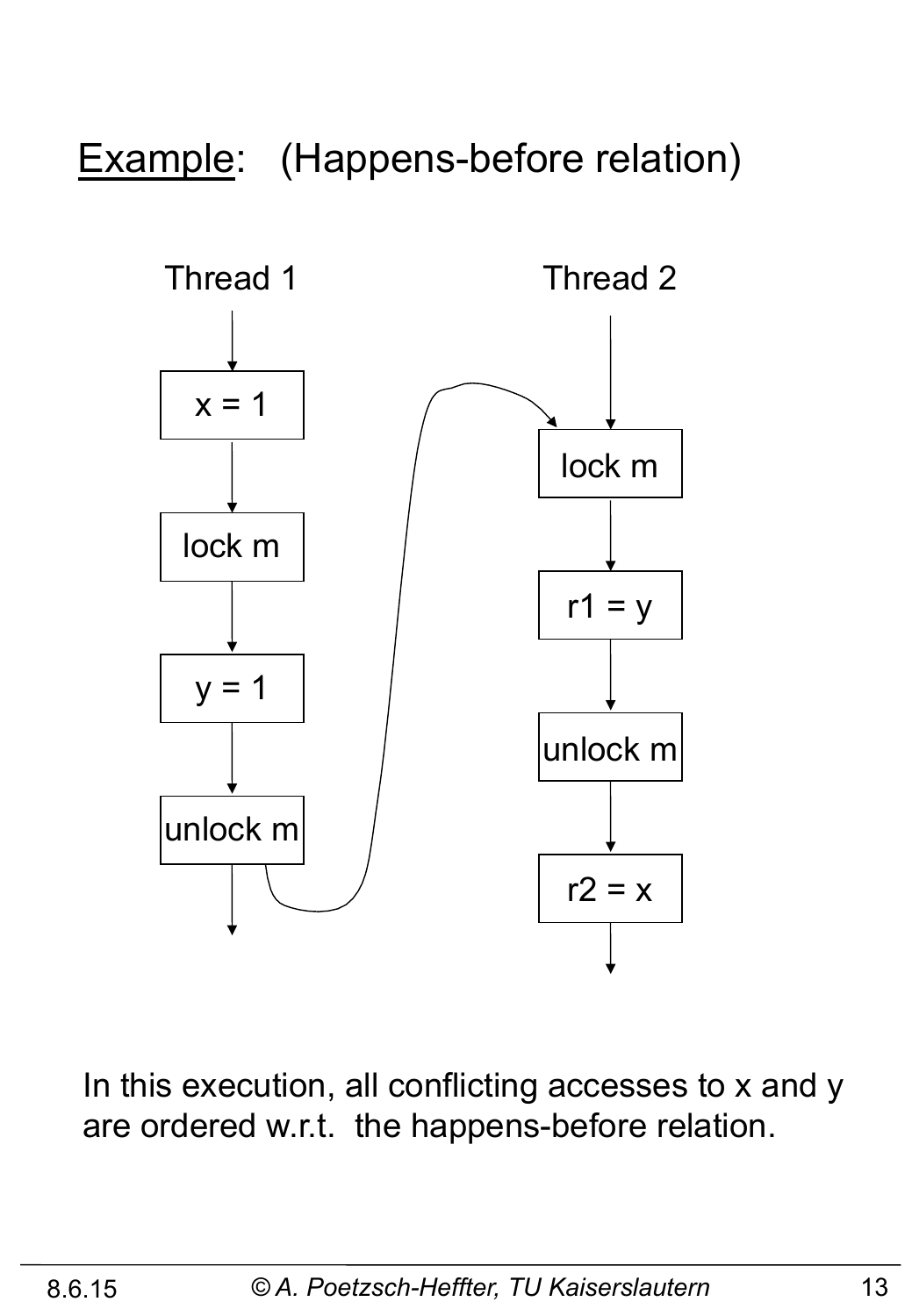# Example: (Happens-before relation)

Thread 1

x = 1

lock m

y = 1

unlock m

Thread 2

lock m

r1 = y

unlock m

r2 = x

In this execution, all conflicting accesses to x and y are ordered w.r.t. the happens-before relation.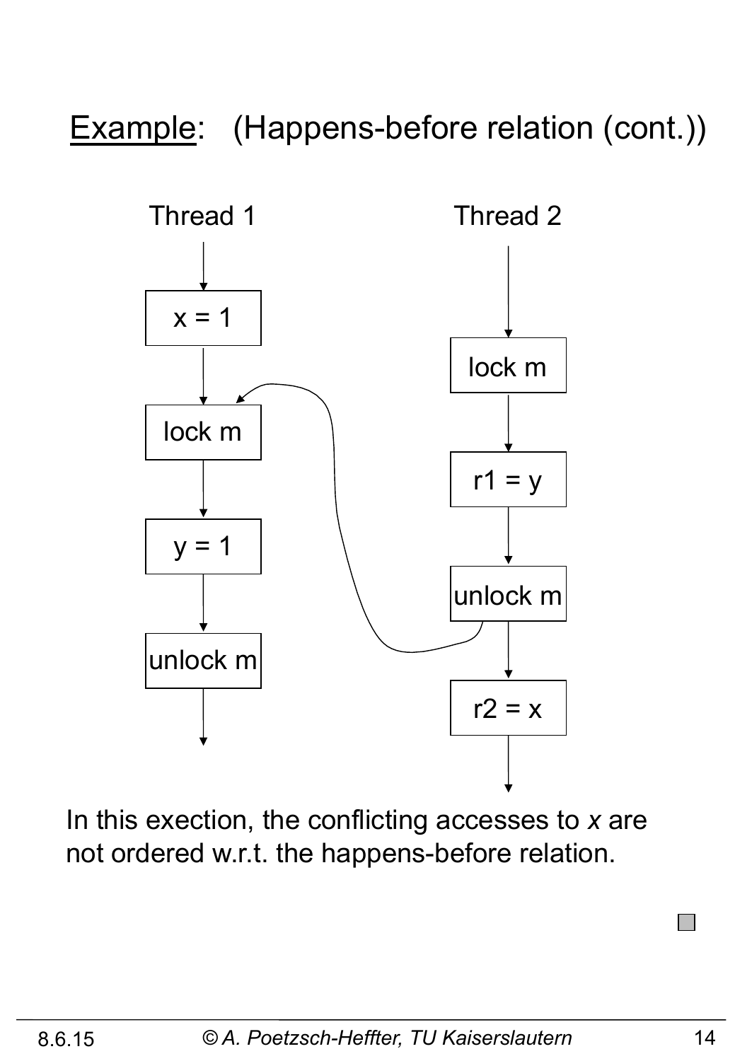# Example: (Happens-before relation (cont.))

Thread 1

x = 1

lock m

y = 1

unlock m

Thread 2

lock m

r1 = y

unlock m

r2 = x

In this exection, the conflicting accesses to *x* are not ordered w.r.t. the happens-before relation.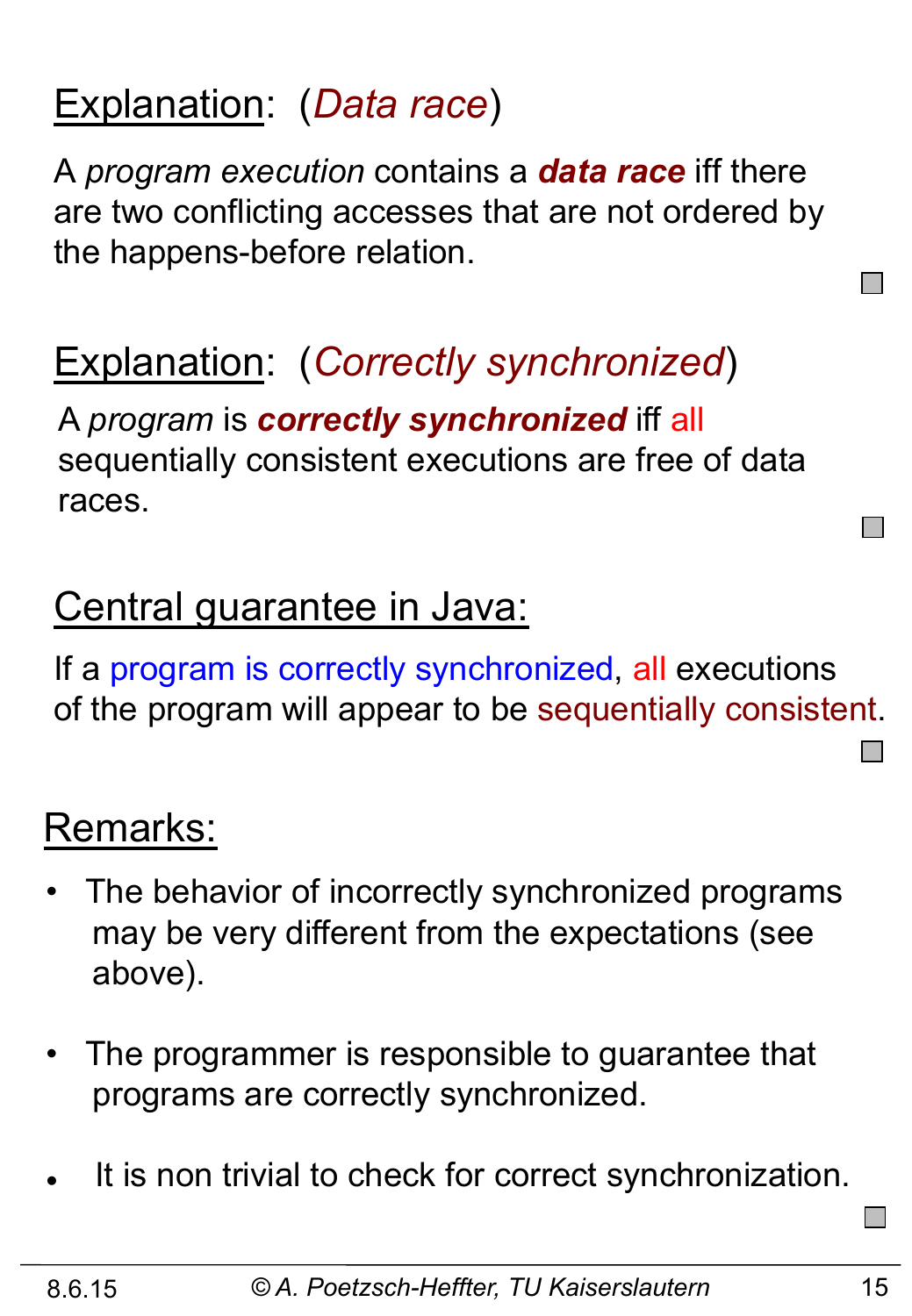## Explanation: (*Data race*)

A *program execution* contains a ***data race*** iff there are two conflicting accesses that are not ordered by the happens-before relation.

## Explanation: (*Correctly synchronized*)

A *program* is ***correctly synchronized*** iff all sequentially consistent executions are free of data races.

## Central guarantee in Java:

If a program is correctly synchronized, all executions of the program will appear to be sequentially consistent.

## Remarks:

- The behavior of incorrectly synchronized programs may be very different from the expectations (see above).
- The programmer is responsible to guarantee that programs are correctly synchronized.
- It is non trivial to check for correct synchronization.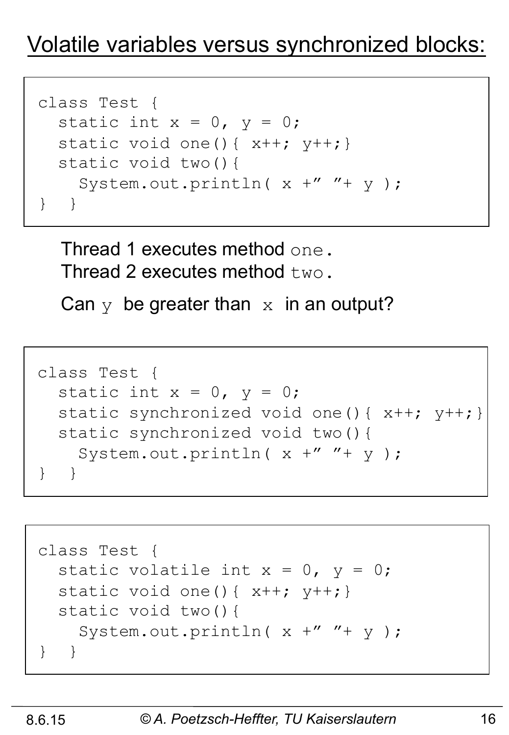# Volatile variables versus synchronized blocks:

```
class Test {
  static int x = 0, y = 0;
  static void one(){ x++; y++;}
  static void two(){
    System.out.println( x +” ”+ y );
}  }
```

Thread 1 executes method `one`.
Thread 2 executes method `two`.

Can `y` be greater than `x` in an output?

```
class Test {
  static int x = 0, y = 0;
  static synchronized void one(){ x++; y++;}
  static synchronized void two(){
    System.out.println( x +” ”+ y );
}  }
```

```
class Test {
  static volatile int x = 0, y = 0;
  static void one(){ x++; y++;}
  static void two(){
    System.out.println( x +” ”+ y );
}  }
```

8.6.15 © A. Poetzsch-Heffter, TU Kaiserslautern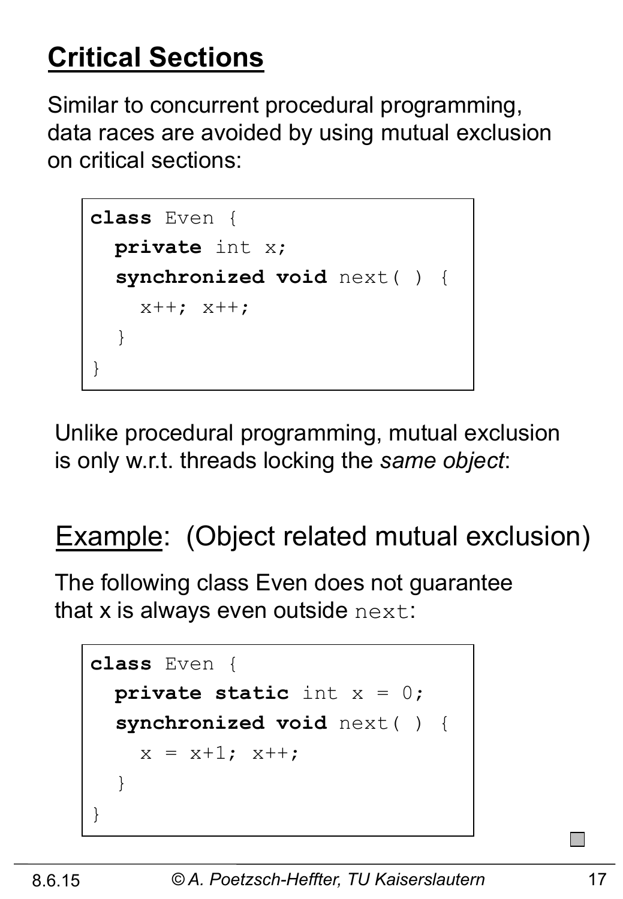# Critical Sections

Similar to concurrent procedural programming, data races are avoided by using mutual exclusion on critical sections:

```
class Even {
  private int x;
  synchronized void next( ) {
    x++; x++;
  }
}
```

Unlike procedural programming, mutual exclusion is only w.r.t. threads locking the *same object*:

## Example: (Object related mutual exclusion)

The following class Even does not guarantee that x is always even outside `next`:

```
class Even {
  private static int x = 0;
  synchronized void next( ) {
    x = x+1; x++;
  }
}
```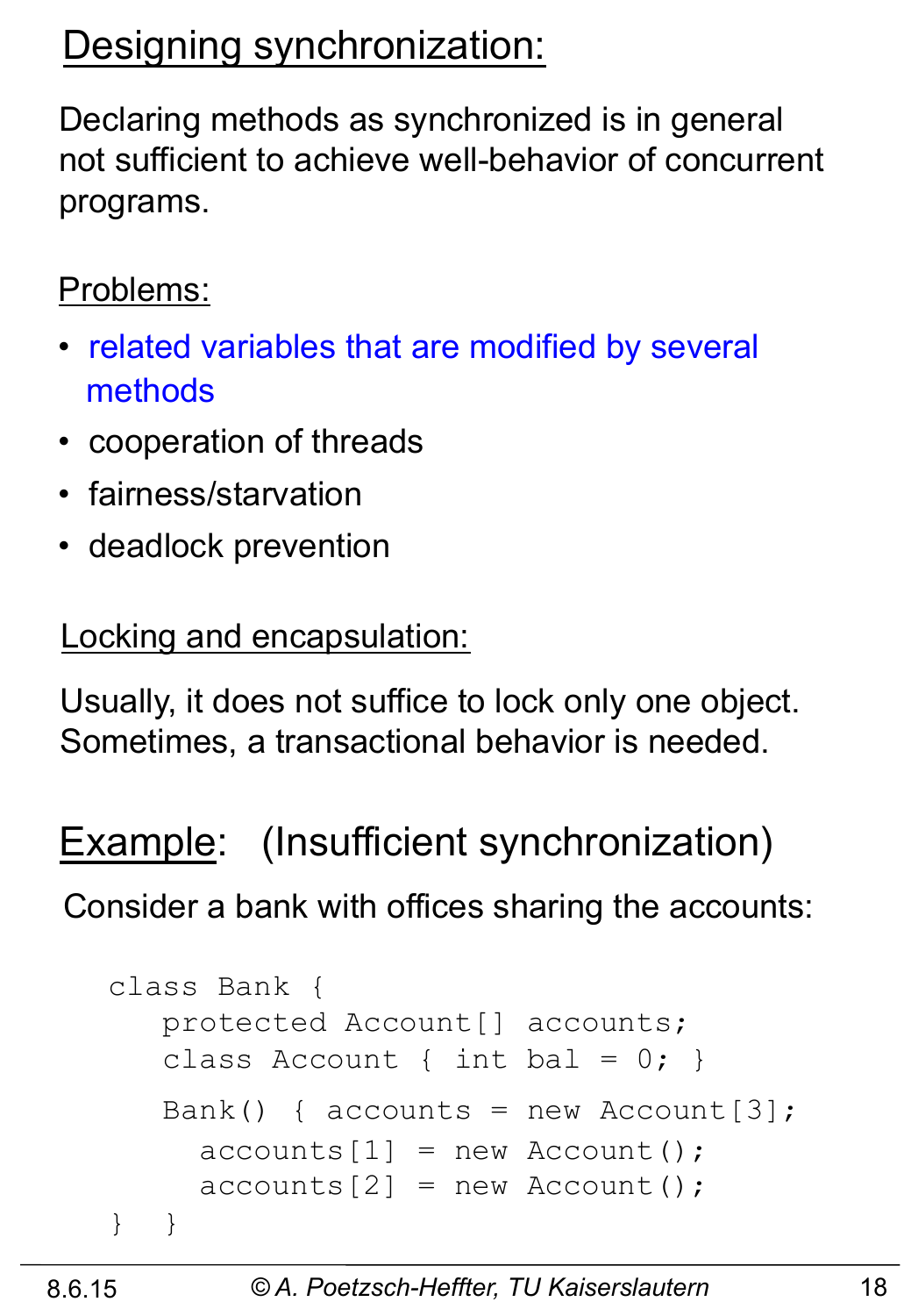## Designing synchronization:

Declaring methods as synchronized is in general not sufficient to achieve well-behavior of concurrent programs.

Problems:

- related variables that are modified by several methods
- cooperation of threads
- fairness/starvation
- deadlock prevention

Locking and encapsulation:

Usually, it does not suffice to lock only one object. Sometimes, a transactional behavior is needed.

## Example: (Insufficient synchronization)

Consider a bank with offices sharing the accounts:

```
class Bank {
   protected Account[] accounts;
   class Account { int bal = 0; }

   Bank() { accounts = new Account[3];
     accounts[1] = new Account();
     accounts[2] = new Account();
}  }
```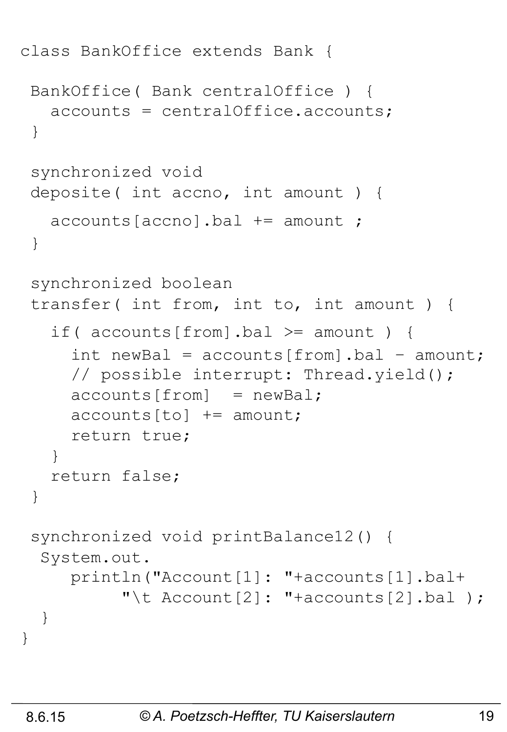```java
class BankOffice extends Bank {

 BankOffice( Bank centralOffice ) {
   accounts = centralOffice.accounts;
 }

 synchronized void
 deposite( int accno, int amount ) {

   accounts[accno].bal += amount ;
 }

 synchronized boolean
 transfer( int from, int to, int amount ) {

   if( accounts[from].bal >= amount ) {
     int newBal = accounts[from].bal - amount;
     // possible interrupt: Thread.yield();
     accounts[from]  = newBal;
     accounts[to] += amount;
     return true;
   }
   return false;
 }

 synchronized void printBalance12() {
  System.out.
     println("Account[1]: "+accounts[1].bal+
          "\t Account[2]: "+accounts[2].bal );
  }
}
```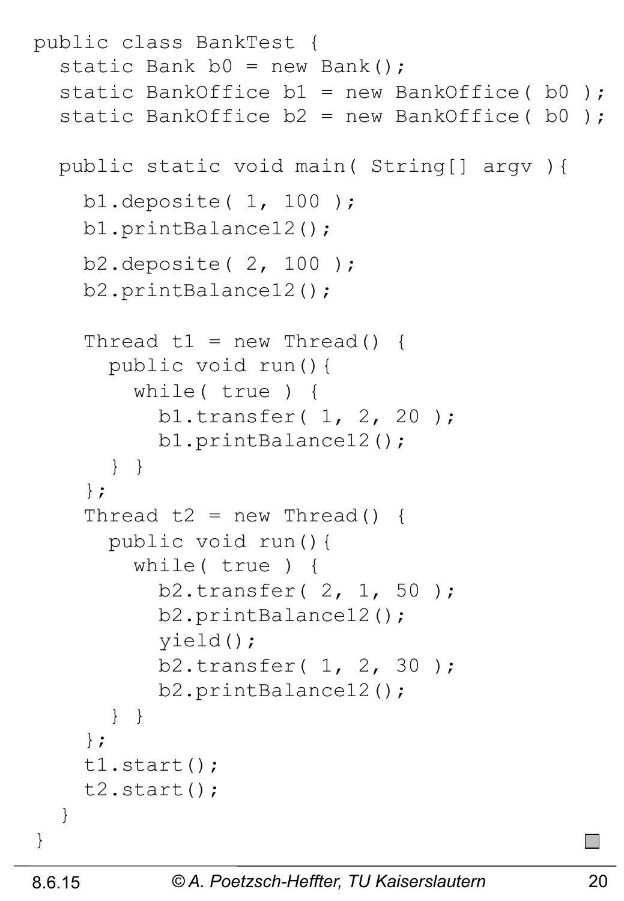```java
public class BankTest {
  static Bank b0 = new Bank();
  static BankOffice b1 = new BankOffice( b0 );
  static BankOffice b2 = new BankOffice( b0 );

  public static void main( String[] argv ){
    b1.deposite( 1, 100 );
    b1.printBalance12();
    b2.deposite( 2, 100 );
    b2.printBalance12();

    Thread t1 = new Thread() {
      public void run(){
        while( true ) {
          b1.transfer( 1, 2, 20 );
          b1.printBalance12();
      } }
    };
    Thread t2 = new Thread() {
      public void run(){
        while( true ) {
          b2.transfer( 2, 1, 50 );
          b2.printBalance12();
          yield();
          b2.transfer( 1, 2, 30 );
          b2.printBalance12();
      } }
    };
    t1.start();
    t2.start();
  }
}
```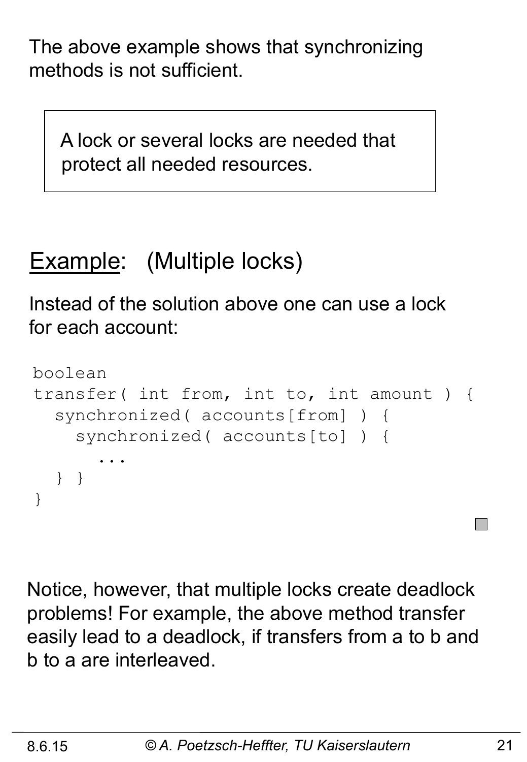The above example shows that synchronizing methods is not sufficient.

> A lock or several locks are needed that protect all needed resources.

## Example: (Multiple locks)

Instead of the solution above one can use a lock for each account:

```
boolean
transfer( int from, int to, int amount ) {
  synchronized( accounts[from] ) {
    synchronized( accounts[to] ) {
      ...
  } }
}
```

Notice, however, that multiple locks create deadlock problems! For example, the above method transfer easily lead to a deadlock, if transfers from a to b and b to a are interleaved.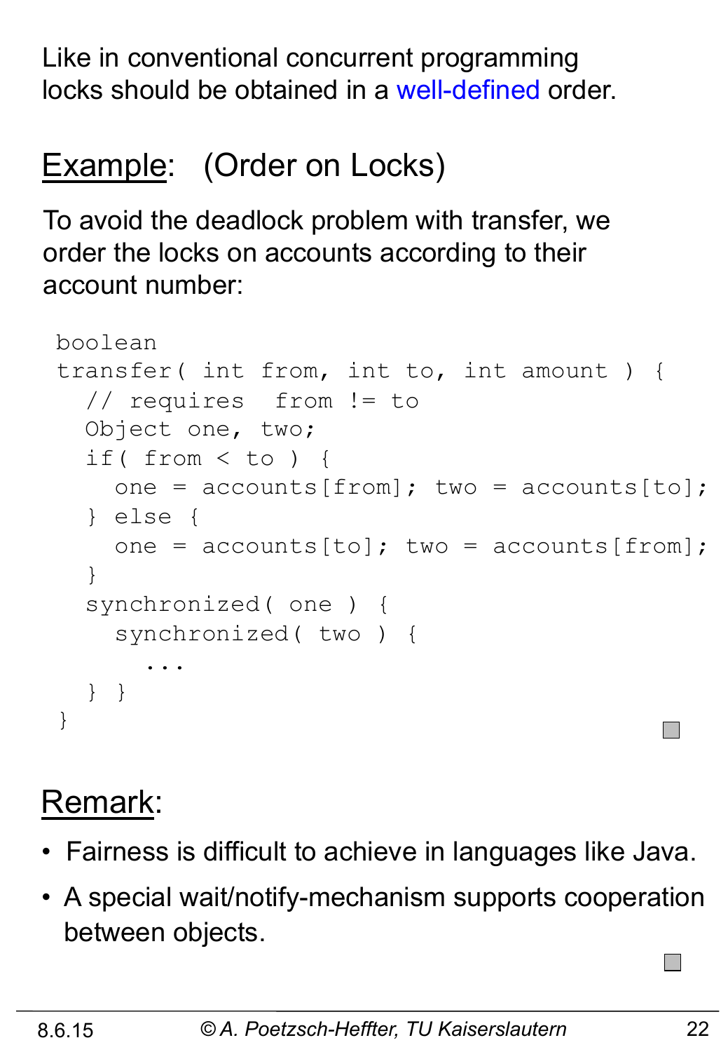Like in conventional concurrent programming locks should be obtained in a well-defined order.

## Example: (Order on Locks)

To avoid the deadlock problem with transfer, we order the locks on accounts according to their account number:

```
boolean
transfer( int from, int to, int amount ) {
  // requires  from != to
  Object one, two;
  if( from < to ) {
    one = accounts[from]; two = accounts[to];
  } else {
    one = accounts[to]; two = accounts[from];
  }
  synchronized( one ) {
    synchronized( two ) {
      ...
  } }
}
```

## Remark:

- Fairness is difficult to achieve in languages like Java.
- A special wait/notify-mechanism supports cooperation between objects.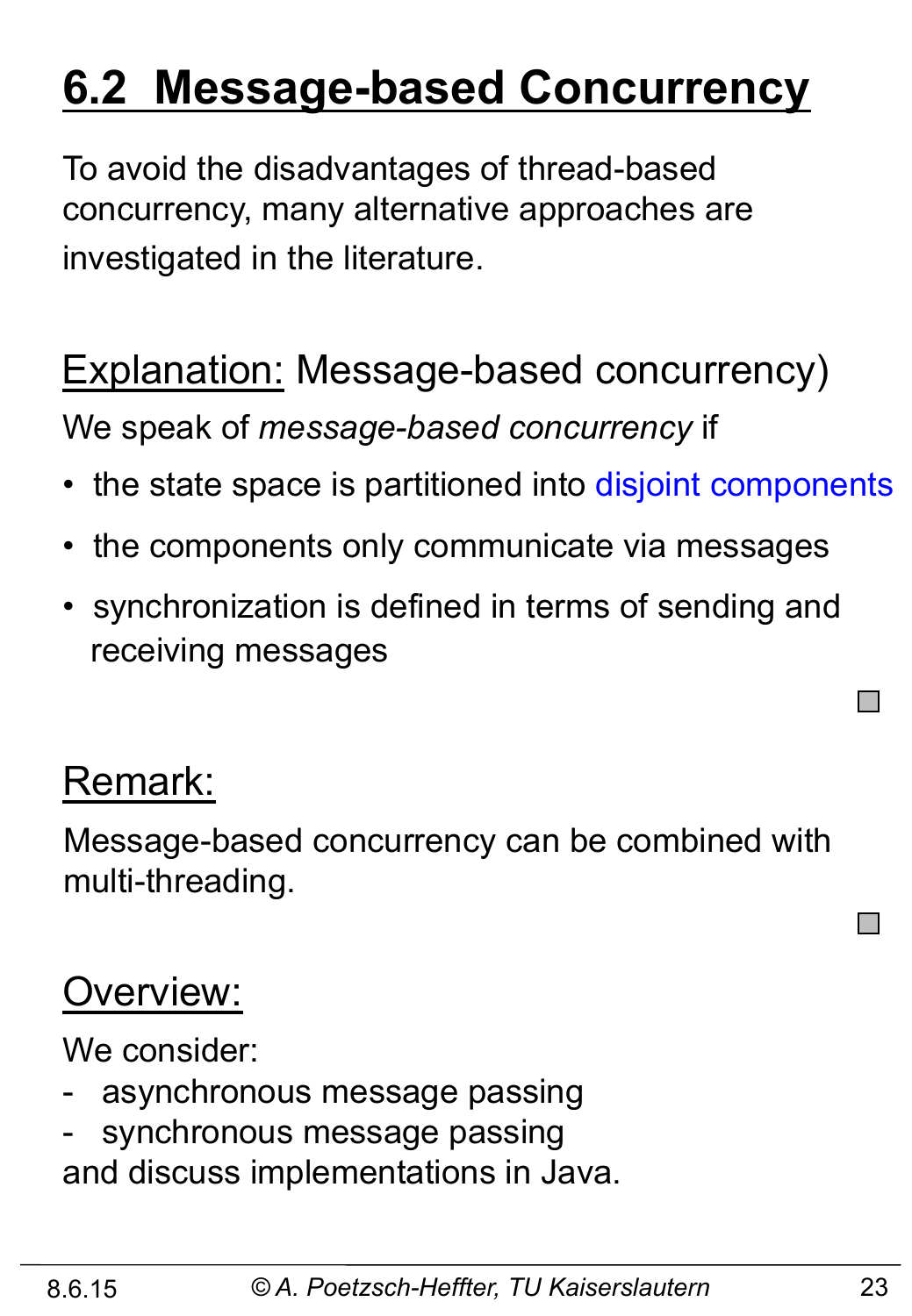# 6.2 Message-based Concurrency

To avoid the disadvantages of thread-based concurrency, many alternative approaches are investigated in the literature.

Explanation: Message-based concurrency)

We speak of *message-based concurrency* if

- the state space is partitioned into disjoint components
- the components only communicate via messages
- synchronization is defined in terms of sending and receiving messages

Remark:

Message-based concurrency can be combined with multi-threading.

Overview:

We consider:

- asynchronous message passing
- synchronous message passing

and discuss implementations in Java.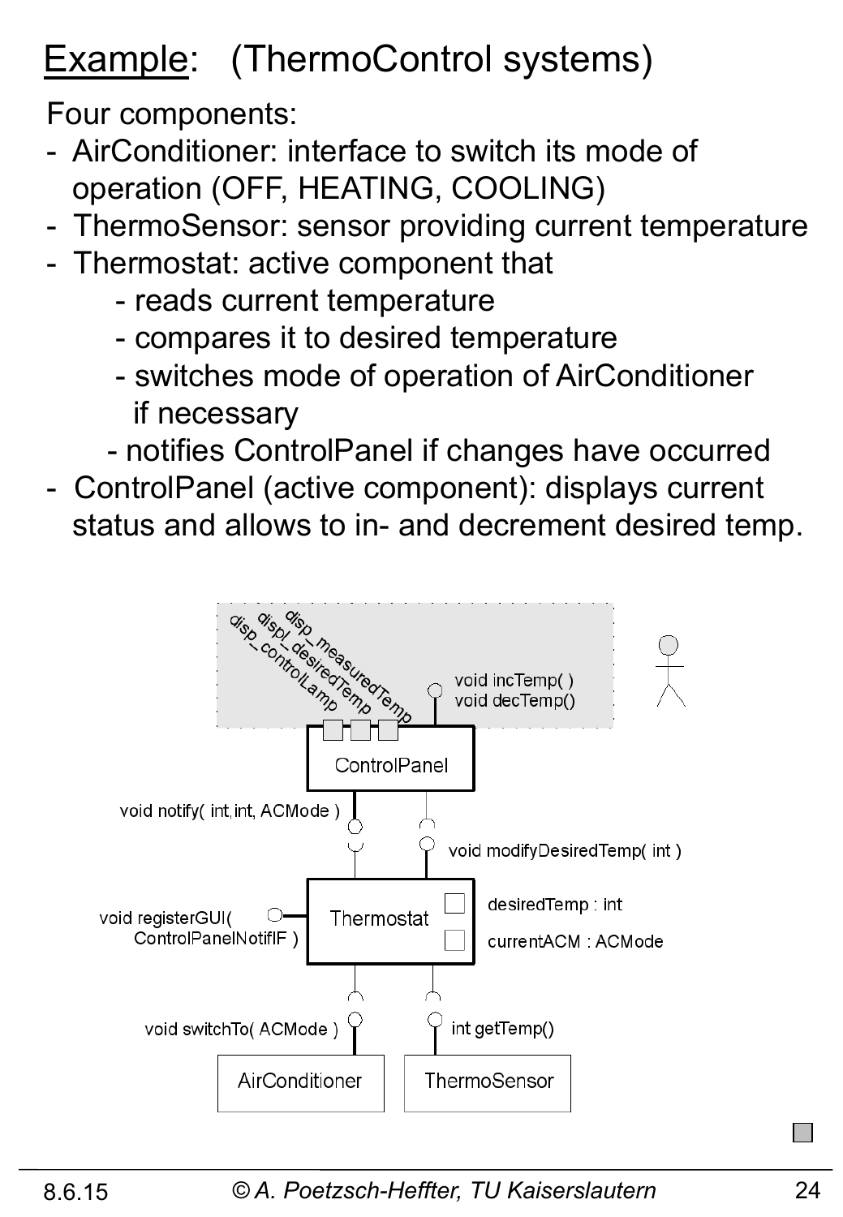# Example: (ThermoControl systems)

Four components:

- AirConditioner: interface to switch its mode of operation (OFF, HEATING, COOLING)
- ThermoSensor: sensor providing current temperature
- Thermostat: active component that
  - reads current temperature
  - compares it to desired temperature
  - switches mode of operation of AirConditioner if necessary
  - notifies ControlPanel if changes have occurred
- ControlPanel (active component): displays current status and allows to in- and decrement desired temp.

disp_measuredTemp
displ_desiredTemp
disp_controlLamp

void incTemp( )
void decTemp()

ControlPanel

void notify( int,int, ACMode )

void modifyDesiredTemp( int )

void registerGUI( ControlPanelNotifIF )

Thermostat

desiredTemp : int
currentACM : ACMode

void switchTo( ACMode )

int getTemp()

AirConditioner

ThermoSensor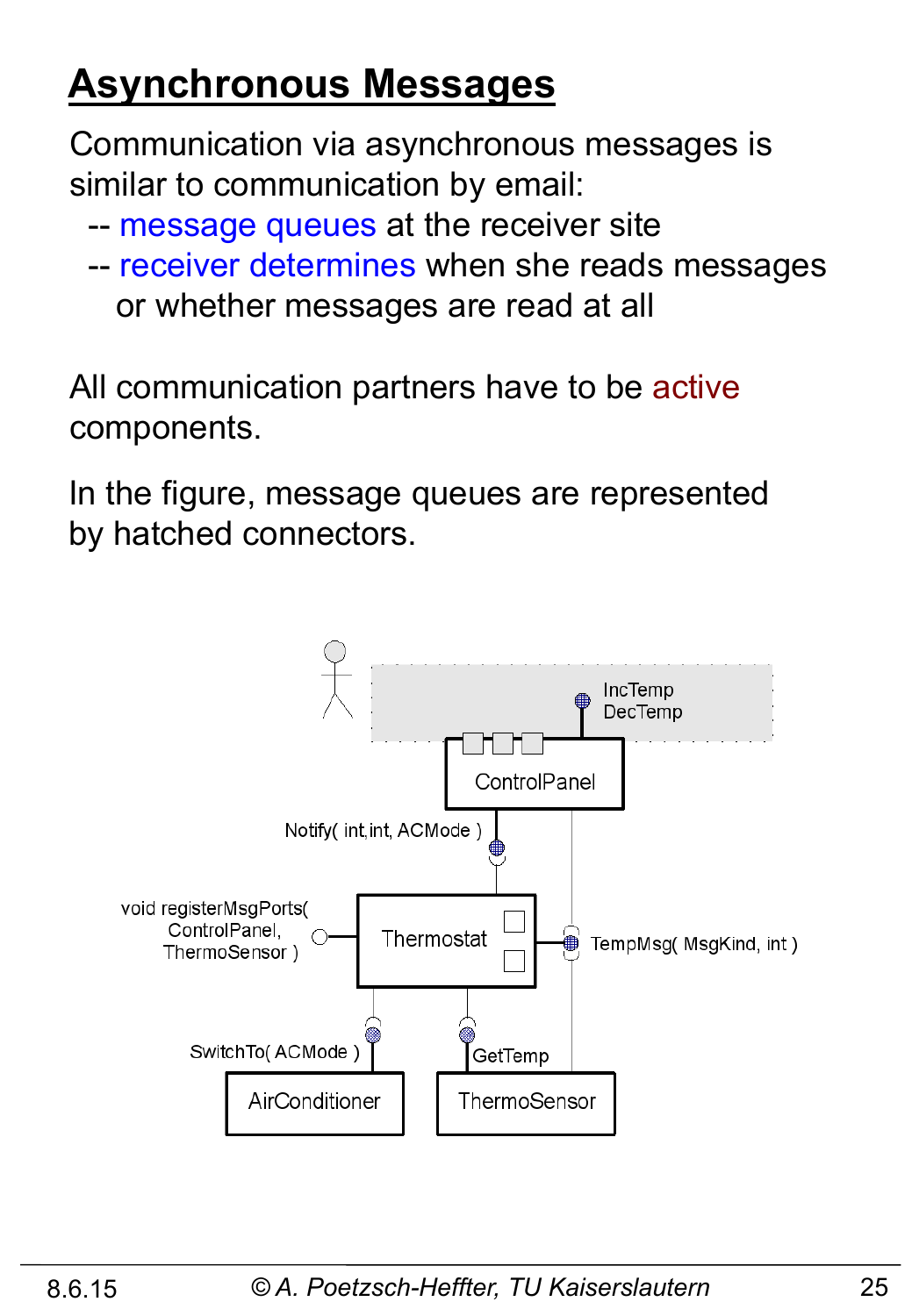# Asynchronous Messages

Communication via asynchronous messages is similar to communication by email:

- -- message queues at the receiver site
- -- receiver determines when she reads messages or whether messages are read at all

All communication partners have to be active components.

In the figure, message queues are represented by hatched connectors.

IncTemp
DecTemp

ControlPanel

Notify( int,int, ACMode )

void registerMsgPorts( ControlPanel, ThermoSensor )

Thermostat

TempMsg( MsgKind, int )

SwitchTo( ACMode )

GetTemp

AirConditioner

ThermoSensor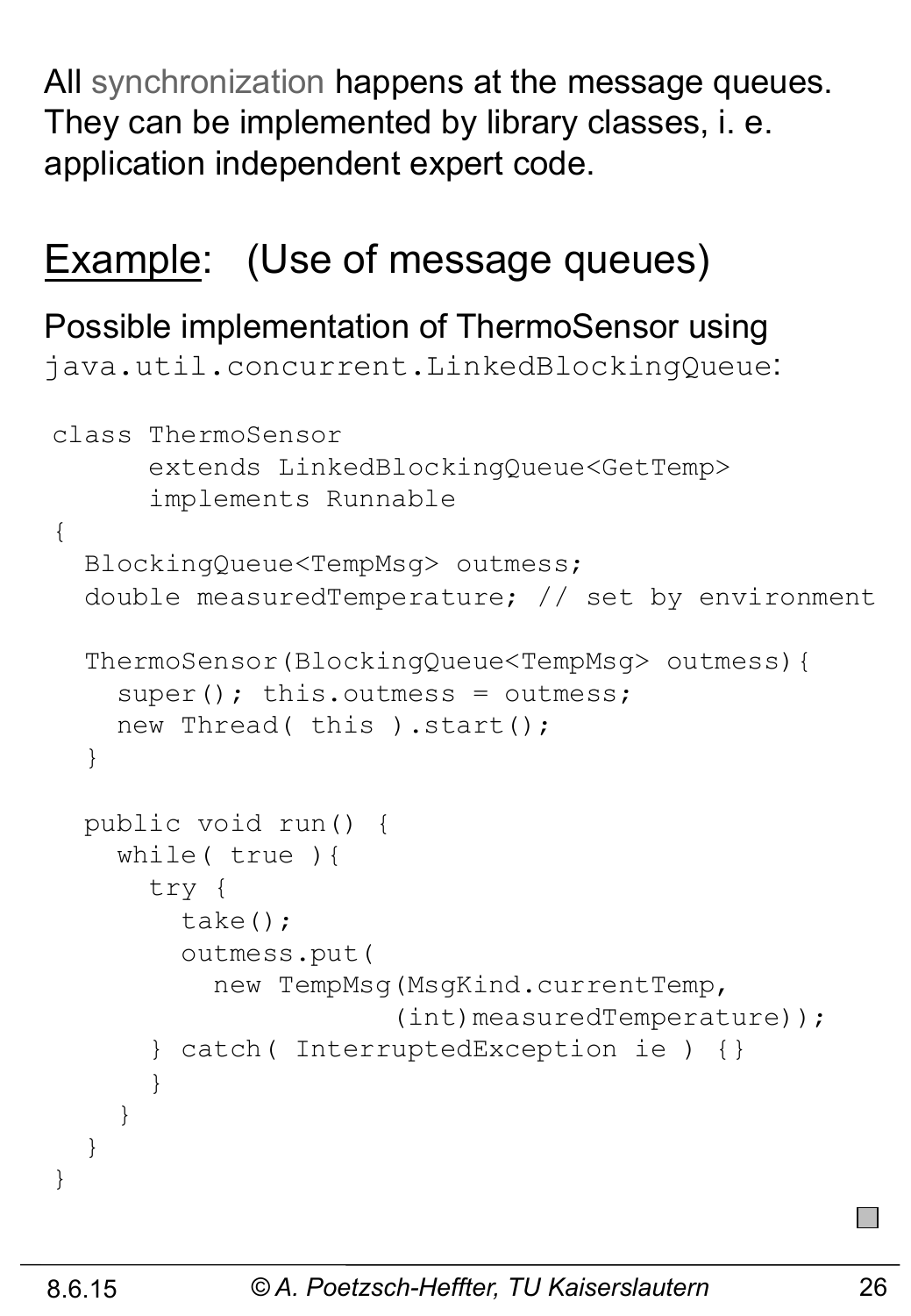All synchronization happens at the message queues. They can be implemented by library classes, i. e. application independent expert code.

## Example: (Use of message queues)

Possible implementation of ThermoSensor using `java.util.concurrent.LinkedBlockingQueue`:

```
class ThermoSensor
      extends LinkedBlockingQueue<GetTemp>
      implements Runnable
{
  BlockingQueue<TempMsg> outmess;
  double measuredTemperature; // set by environment

  ThermoSensor(BlockingQueue<TempMsg> outmess){
    super(); this.outmess = outmess;
    new Thread( this ).start();
  }

  public void run() {
    while( true ){
      try {
        take();
        outmess.put(
          new TempMsg(MsgKind.currentTemp,
                      (int)measuredTemperature));
      } catch( InterruptedException ie ) {}
      }
    }
  }
}
```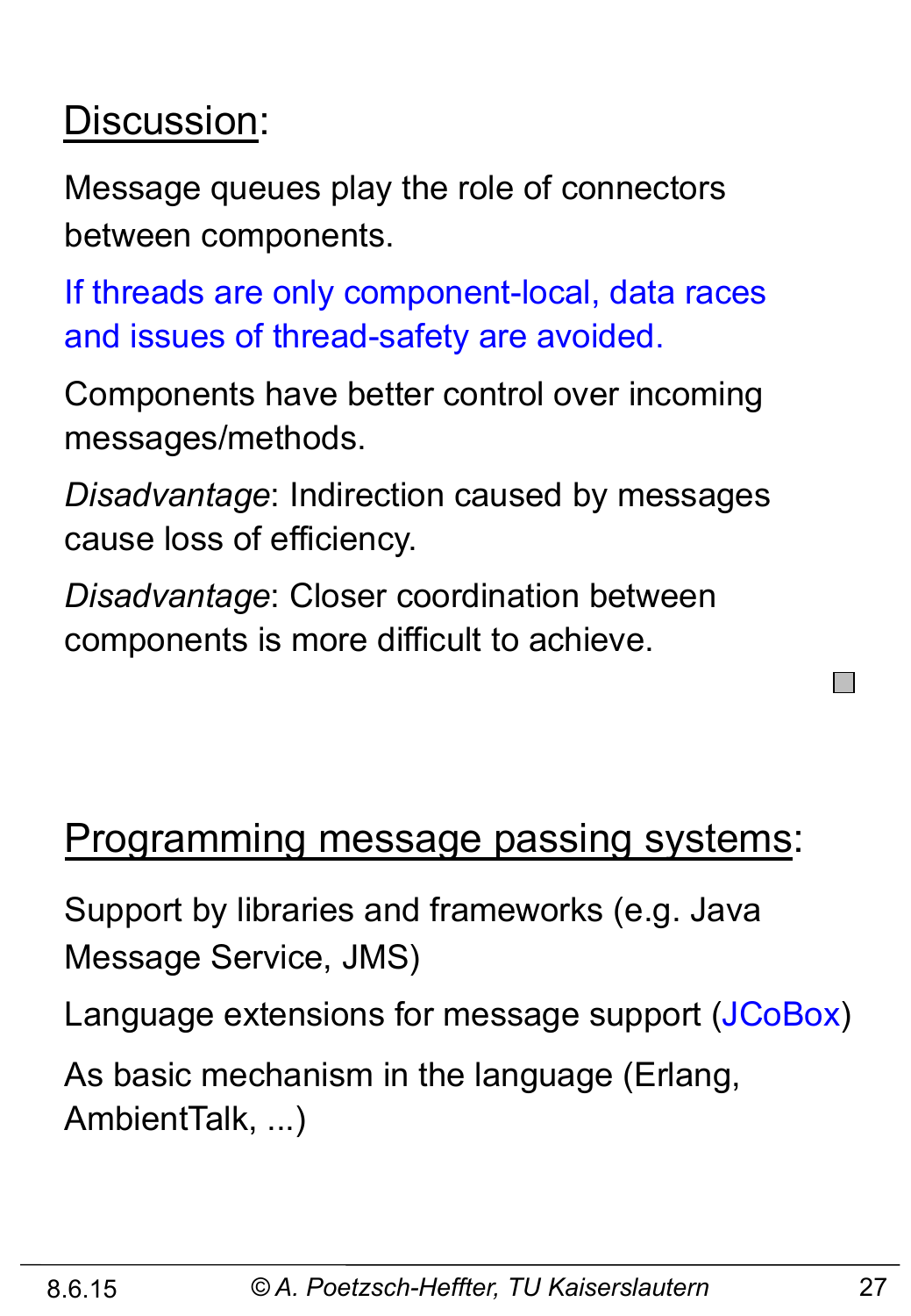## Discussion:

Message queues play the role of connectors between components.

If threads are only component-local, data races and issues of thread-safety are avoided.

Components have better control over incoming messages/methods.

*Disadvantage*: Indirection caused by messages cause loss of efficiency.

*Disadvantage*: Closer coordination between components is more difficult to achieve.

## Programming message passing systems:

Support by libraries and frameworks (e.g. Java Message Service, JMS)

Language extensions for message support (JCoBox)

As basic mechanism in the language (Erlang, AmbientTalk, ...)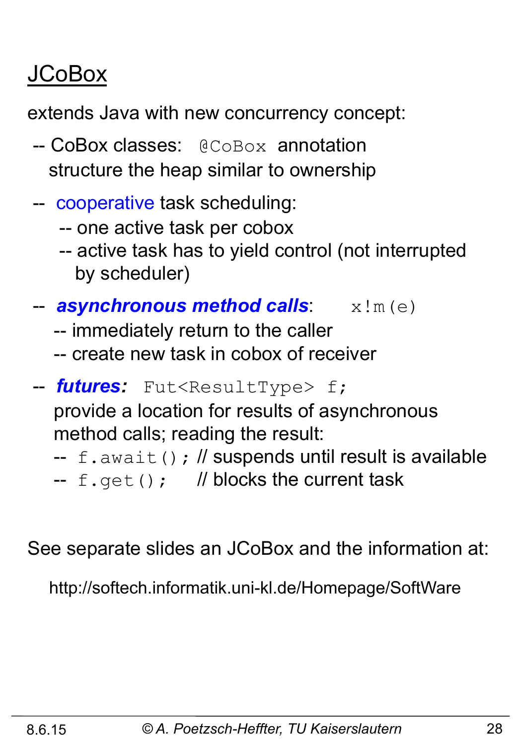# JCoBox

extends Java with new concurrency concept:

- CoBox classes: `@CoBox` annotation
  structure the heap similar to ownership
- cooperative task scheduling:
  - one active task per cobox
  - active task has to yield control (not interrupted by scheduler)
- ***asynchronous method calls***: `x!m(e)`
  - immediately return to the caller
  - create new task in cobox of receiver
- ***futures:*** `Fut<ResultType> f;`
  provide a location for results of asynchronous method calls; reading the result:
  - `f.await();` // suspends until result is available
  - `f.get();` // blocks the current task

See separate slides an JCoBox and the information at:

http://softech.informatik.uni-kl.de/Homepage/SoftWare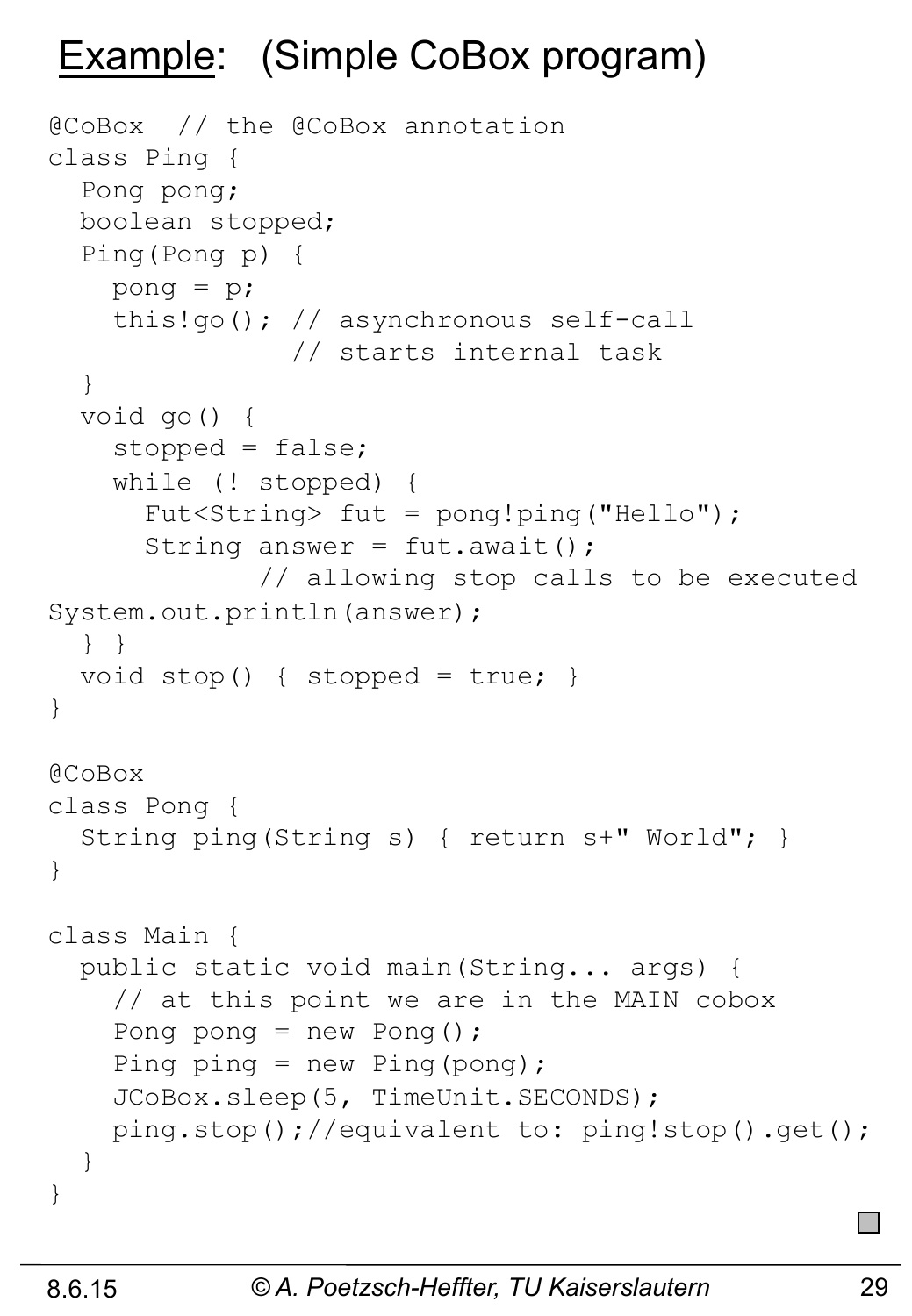# Example: (Simple CoBox program)

```
@CoBox  // the @CoBox annotation
class Ping {
  Pong pong;
  boolean stopped;
  Ping(Pong p) {
    pong = p;
    this!go(); // asynchronous self-call
               // starts internal task
  }
  void go() {
    stopped = false;
    while (! stopped) {
      Fut<String> fut = pong!ping("Hello");
      String answer = fut.await();
             // allowing stop calls to be executed
System.out.println(answer);
  } }
  void stop() { stopped = true; }
}

@CoBox
class Pong {
  String ping(String s) { return s+" World"; }
}

class Main {
  public static void main(String... args) {
    // at this point we are in the MAIN cobox
    Pong pong = new Pong();
    Ping ping = new Ping(pong);
    JCoBox.sleep(5, TimeUnit.SECONDS);
    ping.stop();//equivalent to: ping!stop().get();
  }
}
```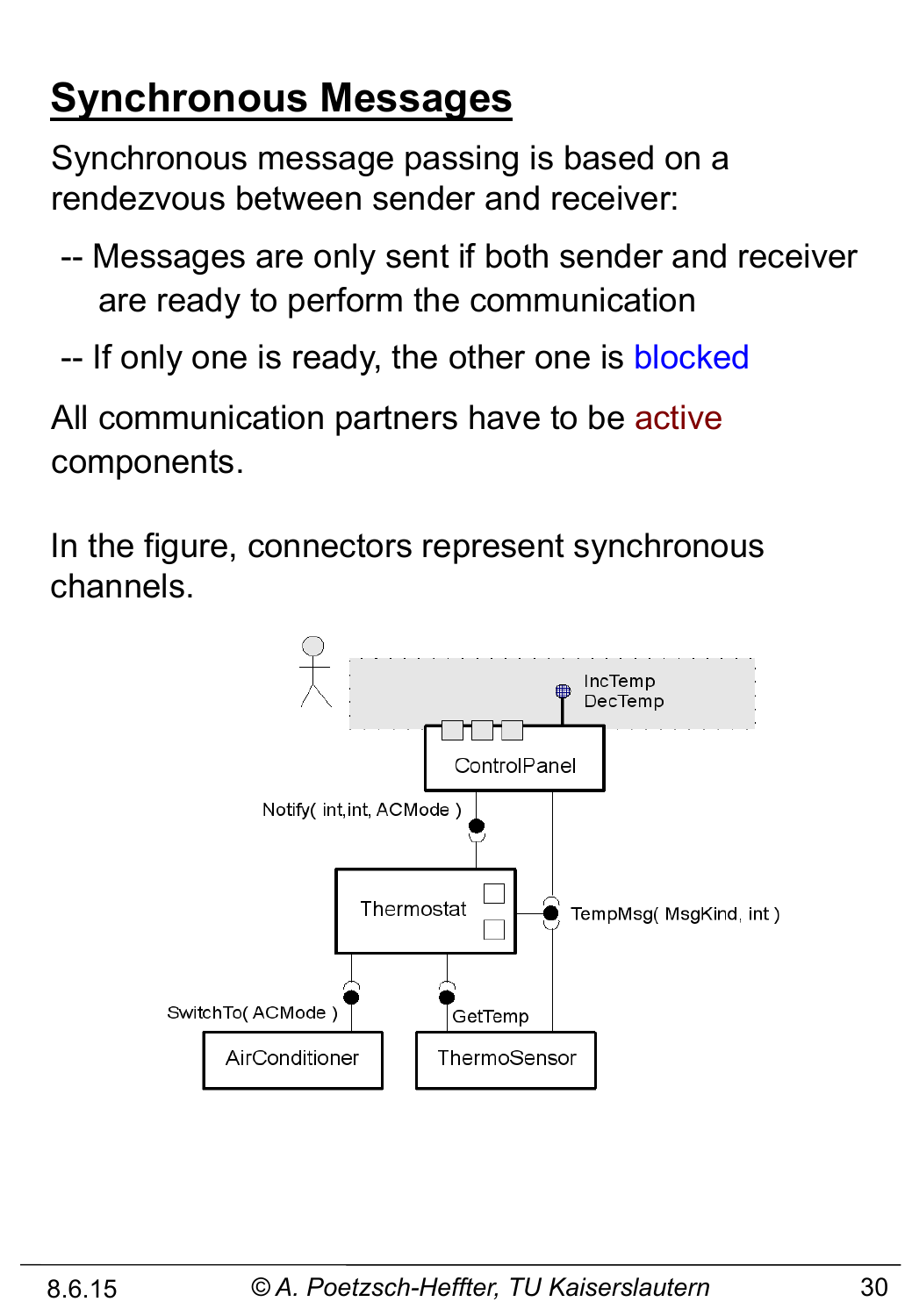# Synchronous Messages

Synchronous message passing is based on a rendezvous between sender and receiver:

-- Messages are only sent if both sender and receiver are ready to perform the communication

-- If only one is ready, the other one is blocked

All communication partners have to be active components.

In the figure, connectors represent synchronous channels.

IncTemp
DecTemp

ControlPanel

Notify( int,int, ACMode )

Thermostat

TempMsg( MsgKind, int )

SwitchTo( ACMode )

GetTemp

AirConditioner

ThermoSensor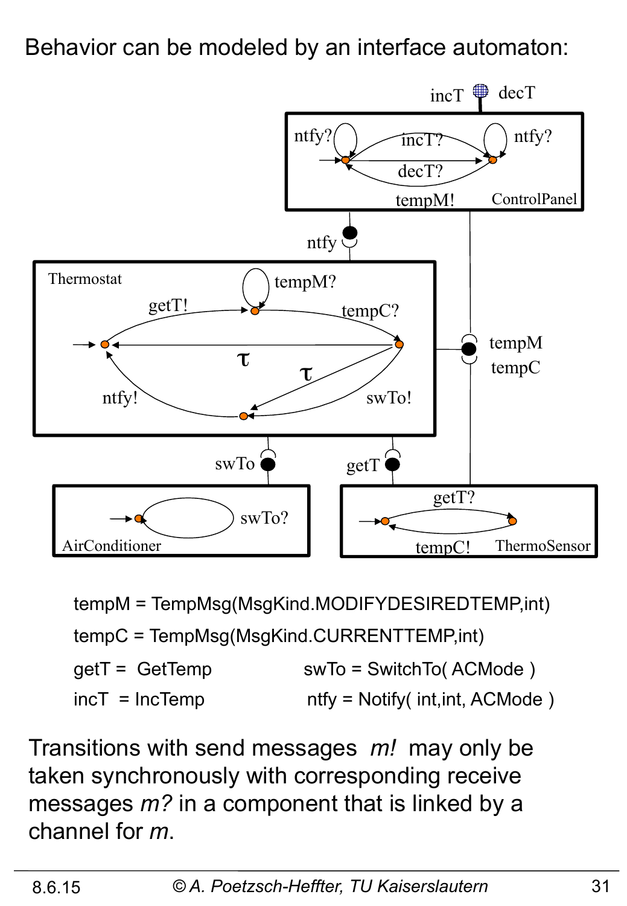Behavior can be modeled by an interface automaton:

tempM = TempMsg(MsgKind.MODIFYDESIREDTEMP,int)

tempC = TempMsg(MsgKind.CURRENTTEMP,int)

getT = GetTemp

swTo = SwitchTo( ACMode )

incT = IncTemp

ntfy = Notify( int,int, ACMode )

Transitions with send messages *m!* may only be taken synchronously with corresponding receive messages *m?* in a component that is linked by a channel for *m*.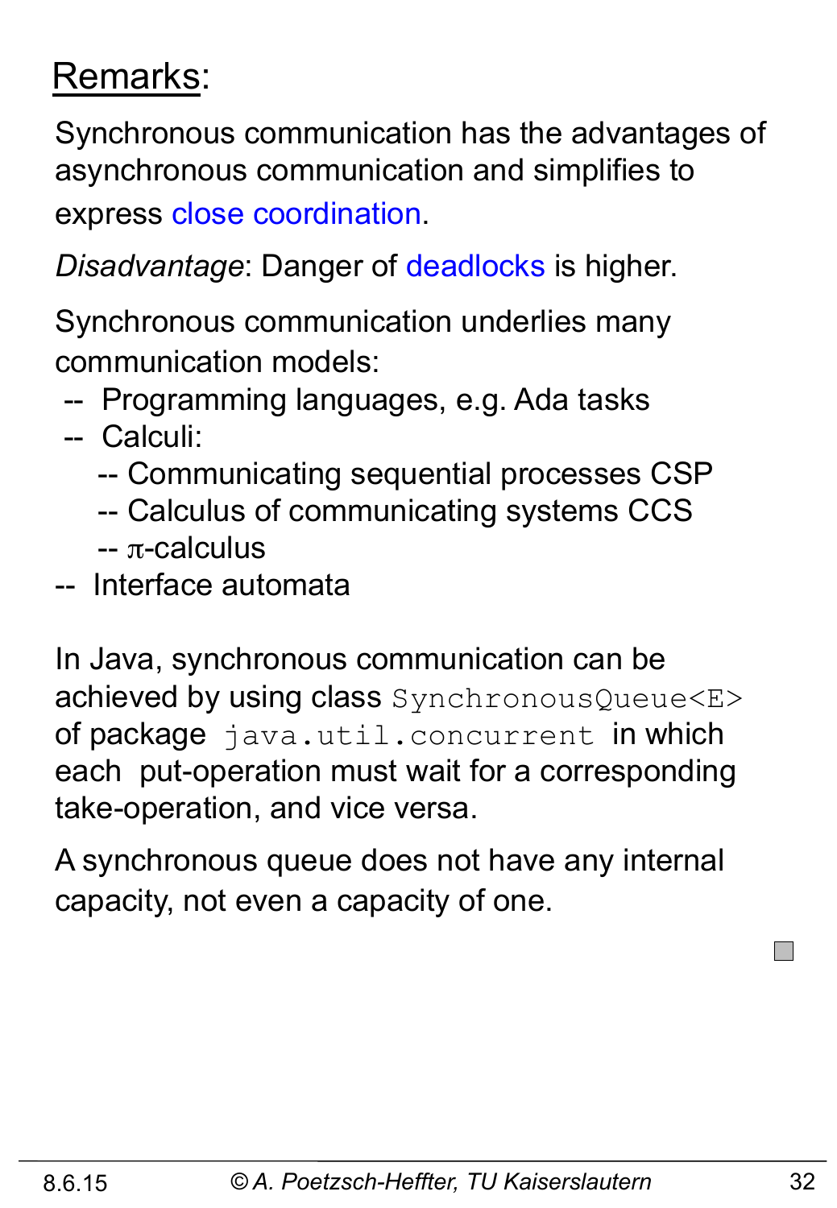## Remarks:

Synchronous communication has the advantages of asynchronous communication and simplifies to express close coordination.

*Disadvantage*: Danger of deadlocks is higher.

Synchronous communication underlies many communication models:

- Programming languages, e.g. Ada tasks
- Calculi:
  - Communicating sequential processes CSP
  - Calculus of communicating systems CCS
  - π-calculus
- Interface automata

In Java, synchronous communication can be achieved by using class `SynchronousQueue<E>` of package `java.util.concurrent` in which each put-operation must wait for a corresponding take-operation, and vice versa.

A synchronous queue does not have any internal capacity, not even a capacity of one.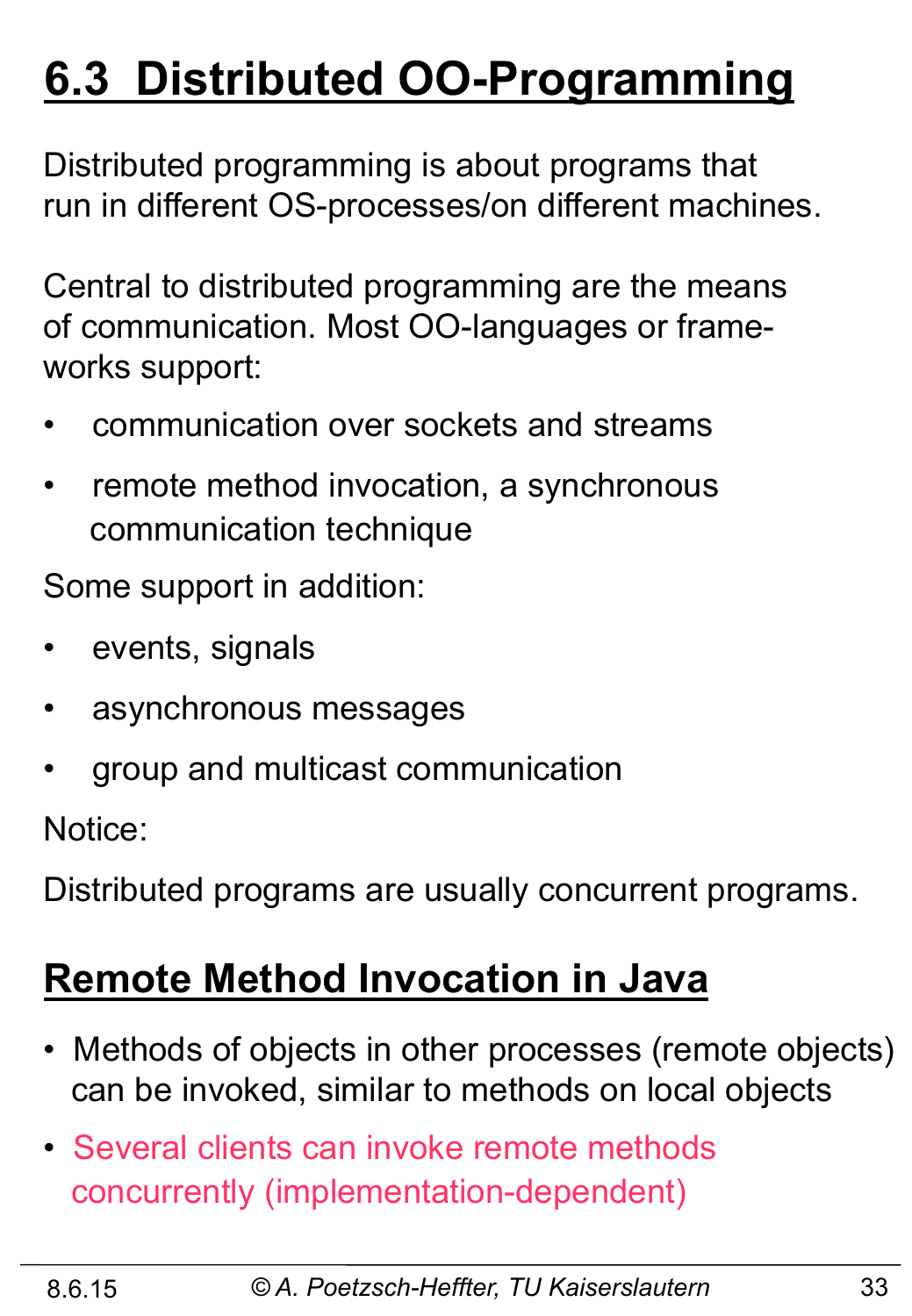# 6.3 Distributed OO-Programming

Distributed programming is about programs that run in different OS-processes/on different machines.

Central to distributed programming are the means of communication. Most OO-languages or frame-works support:

- communication over sockets and streams
- remote method invocation, a synchronous communication technique

Some support in addition:

- events, signals
- asynchronous messages
- group and multicast communication

Notice:

Distributed programs are usually concurrent programs.

## Remote Method Invocation in Java

- Methods of objects in other processes (remote objects) can be invoked, similar to methods on local objects
- Several clients can invoke remote methods concurrently (implementation-dependent)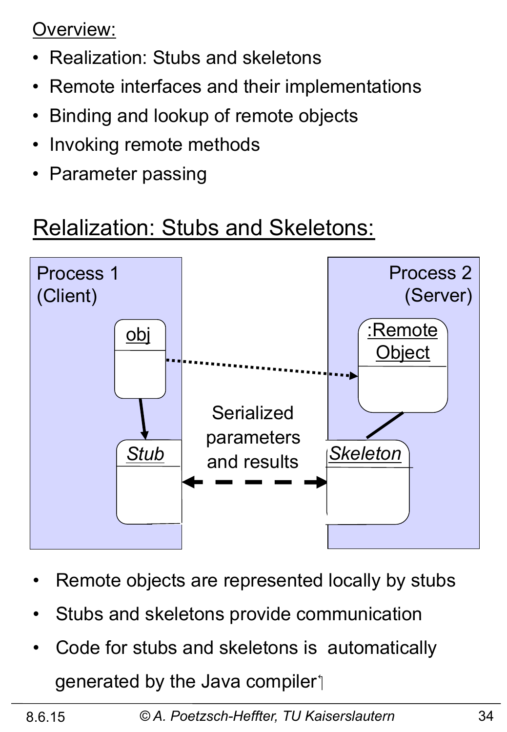Overview:

- Realization: Stubs and skeletons
- Remote interfaces and their implementations
- Binding and lookup of remote objects
- Invoking remote methods
- Parameter passing

## Relalization: Stubs and Skeletons:

Process 1 (Client)

obj

Stub

Serialized parameters and results

Process 2 (Server)

:Remote Object

Skeleton

- Remote objects are represented locally by stubs
- Stubs and skeletons provide communication
- Code for stubs and skeletons is automatically generated by the Java compiler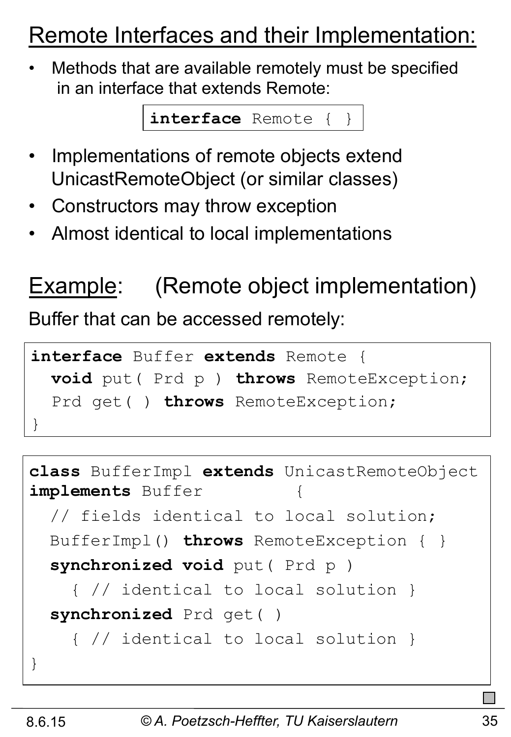# Remote Interfaces and their Implementation:

- Methods that are available remotely must be specified in an interface that extends Remote:

```
interface Remote { }
```

- Implementations of remote objects extend UnicastRemoteObject (or similar classes)
- Constructors may throw exception
- Almost identical to local implementations

# Example: (Remote object implementation)

Buffer that can be accessed remotely:

```
interface Buffer extends Remote {
  void put( Prd p ) throws RemoteException;
  Prd get( ) throws RemoteException;
}
```

```
class BufferImpl extends UnicastRemoteObject
implements Buffer        {
  // fields identical to local solution;
  BufferImpl() throws RemoteException { }
  synchronized void put( Prd p )
    { // identical to local solution }
  synchronized Prd get( )
    { // identical to local solution }
}
```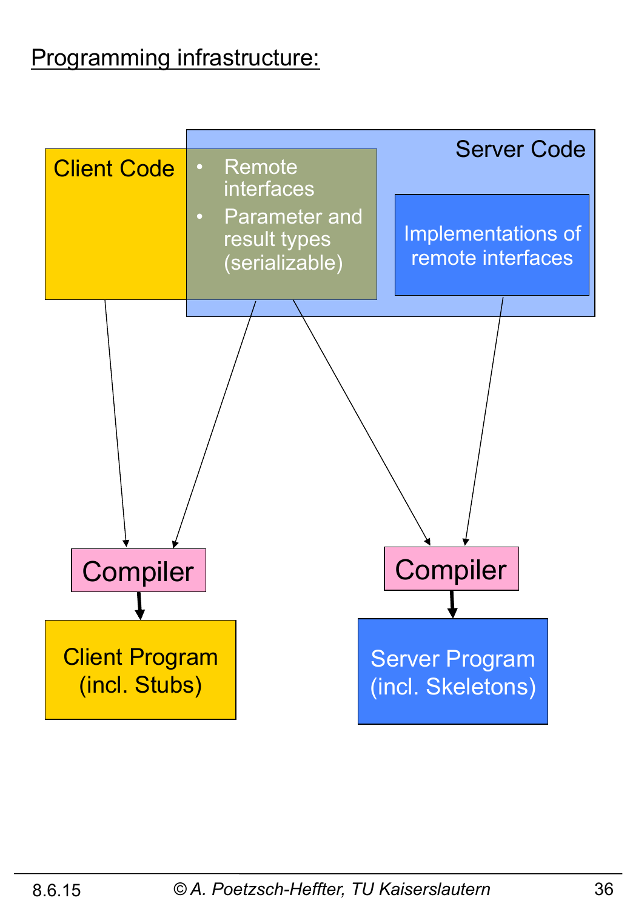Programming infrastructure:

Client Code

- Remote interfaces
- Parameter and result types (serializable)

Server Code

Implementations of remote interfaces

Compiler

Compiler

Client Program (incl. Stubs)

Server Program (incl. Skeletons)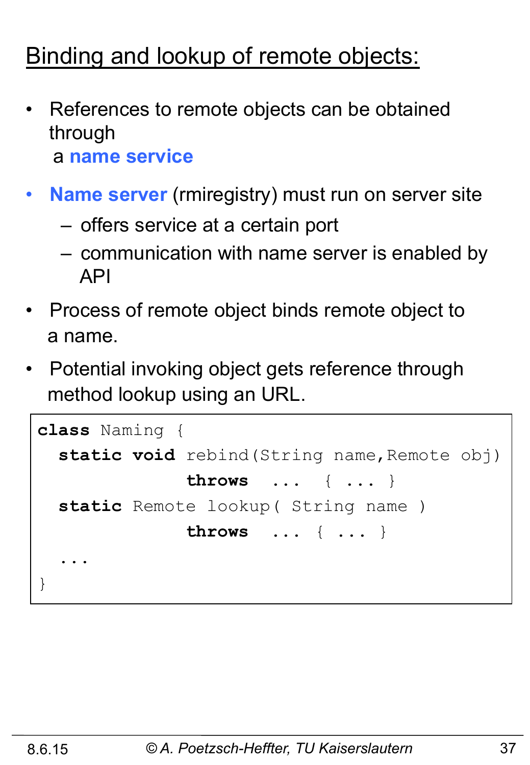# Binding and lookup of remote objects:

- References to remote objects can be obtained through a **name service**
- **Name server** (rmiregistry) must run on server site
  - offers service at a certain port
  - communication with name server is enabled by API
- Process of remote object binds remote object to a name.
- Potential invoking object gets reference through method lookup using an URL.

```
class Naming {
  static void rebind(String name,Remote obj)
               throws  ...  { ... }
  static Remote lookup( String name )
               throws  ... { ... }
  ...
}
```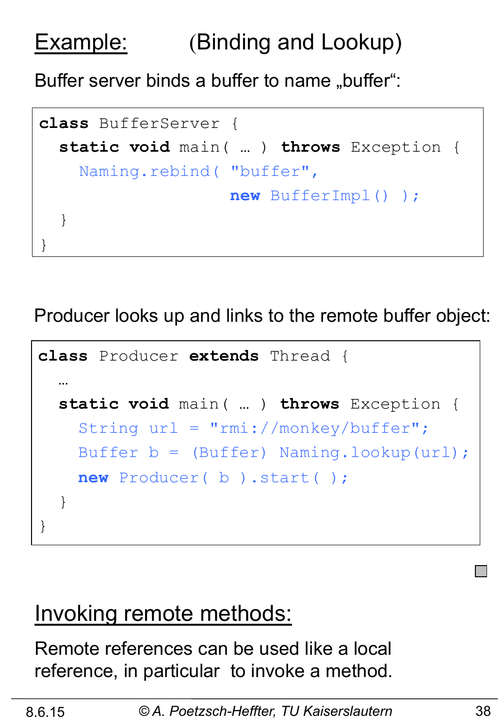## Example: (Binding and Lookup)

Buffer server binds a buffer to name „buffer“:

```
class BufferServer {
  static void main( … ) throws Exception {
    Naming.rebind( "buffer",
                   new BufferImpl() );
  }
}
```

Producer looks up and links to the remote buffer object:

```
class Producer extends Thread {
  …
  static void main( … ) throws Exception {
    String url = "rmi://monkey/buffer";
    Buffer b = (Buffer) Naming.lookup(url);
    new Producer( b ).start( );
  }
}
```

## Invoking remote methods:

Remote references can be used like a local reference, in particular to invoke a method.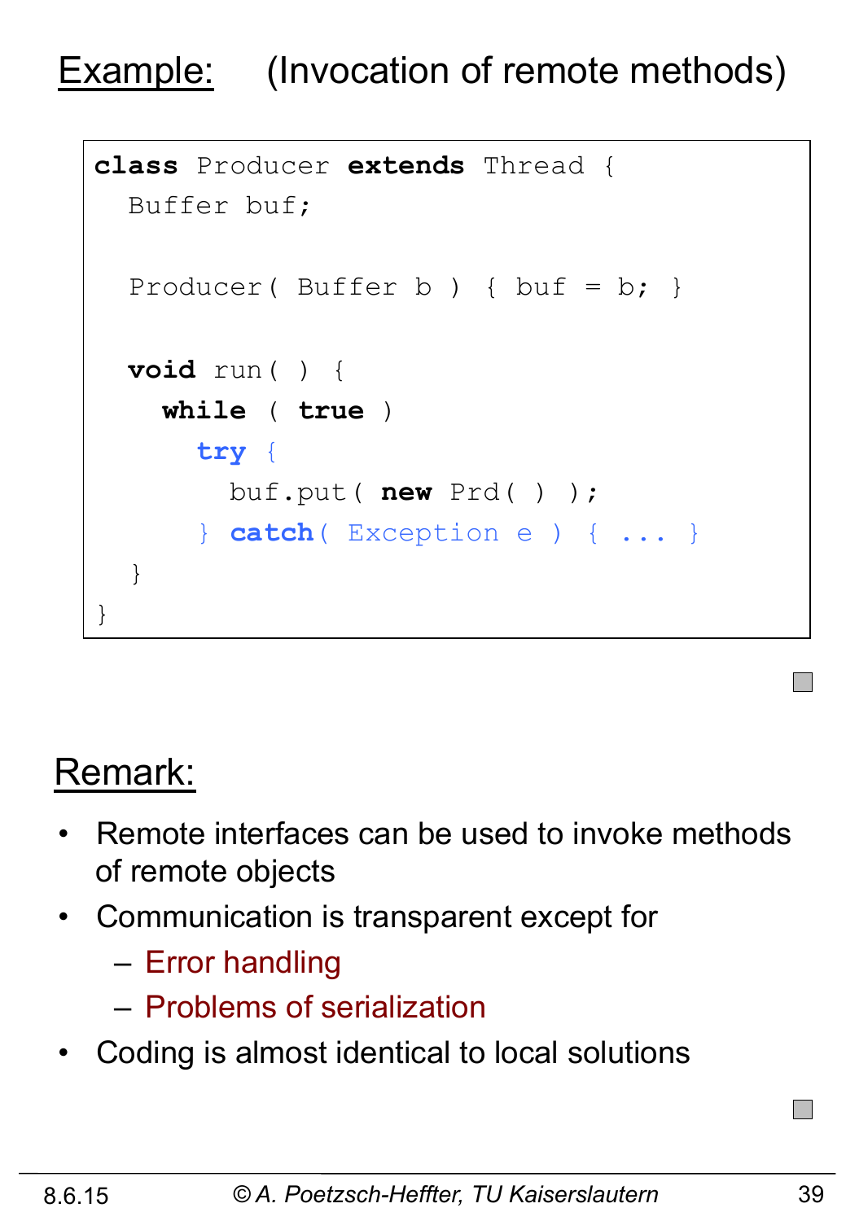## Example: (Invocation of remote methods)

```
class Producer extends Thread {
  Buffer buf;

  Producer( Buffer b ) { buf = b; }

  void run( ) {
    while ( true )
      try {
        buf.put( new Prd( ) );
      } catch( Exception e ) { ... }
  }
}
```

## Remark:

- Remote interfaces can be used to invoke methods of remote objects
- Communication is transparent except for
  - Error handling
  - Problems of serialization
- Coding is almost identical to local solutions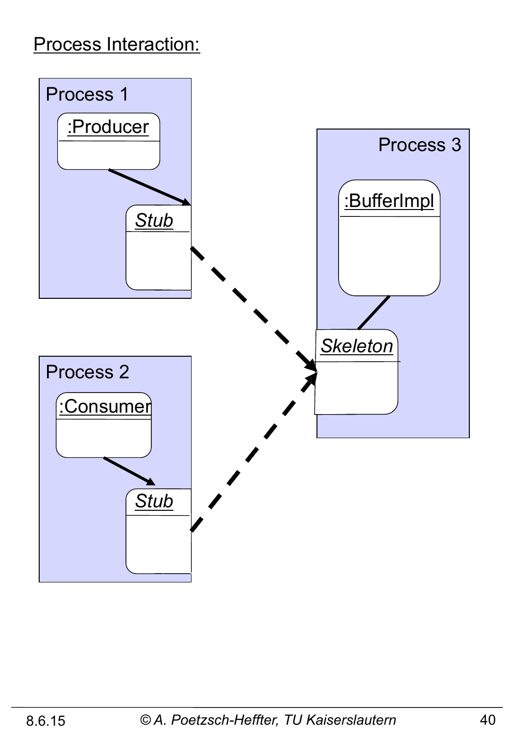Process Interaction:

Process 1

:Producer

*Stub*

Process 2

:Consumer

*Stub*

Process 3

:BufferImpl

*Skeleton*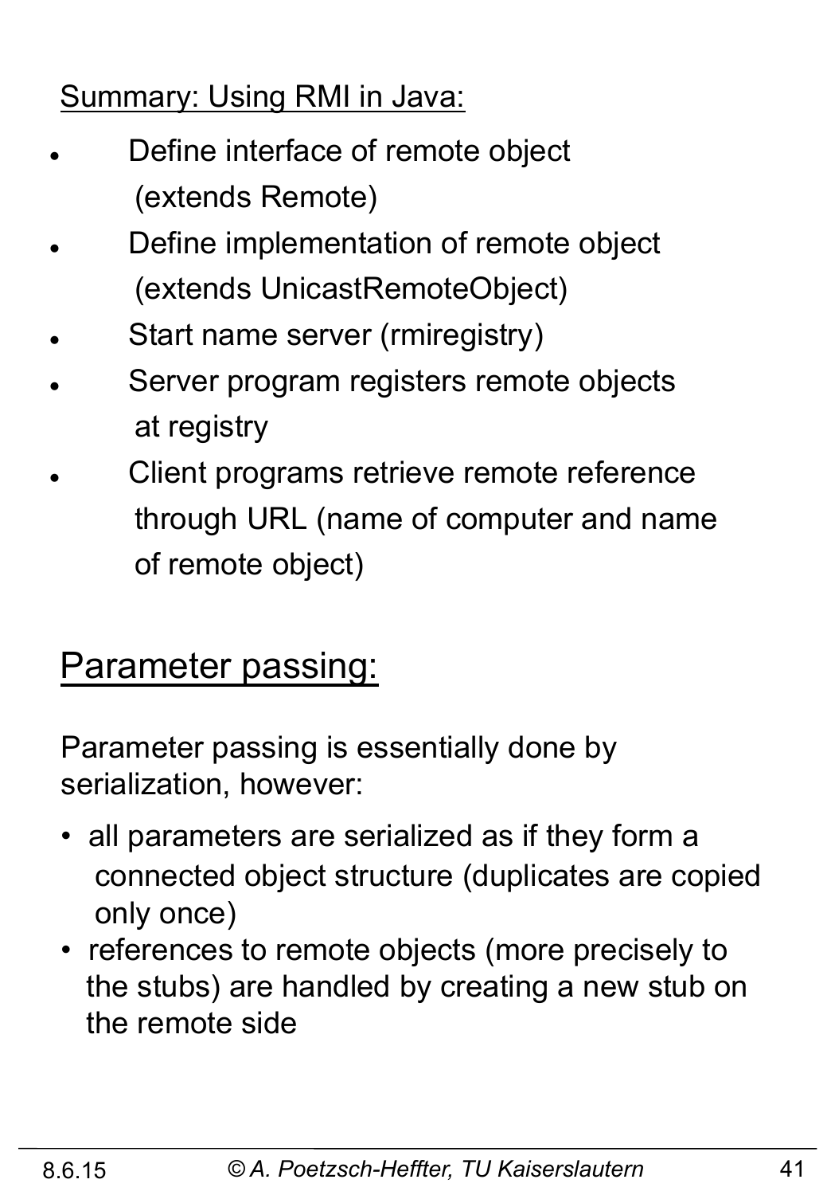Summary: Using RMI in Java:

- Define interface of remote object (extends Remote)
- Define implementation of remote object (extends UnicastRemoteObject)
- Start name server (rmiregistry)
- Server program registers remote objects at registry
- Client programs retrieve remote reference through URL (name of computer and name of remote object)

## Parameter passing:

Parameter passing is essentially done by serialization, however:

- all parameters are serialized as if they form a connected object structure (duplicates are copied only once)
- references to remote objects (more precisely to the stubs) are handled by creating a new stub on the remote side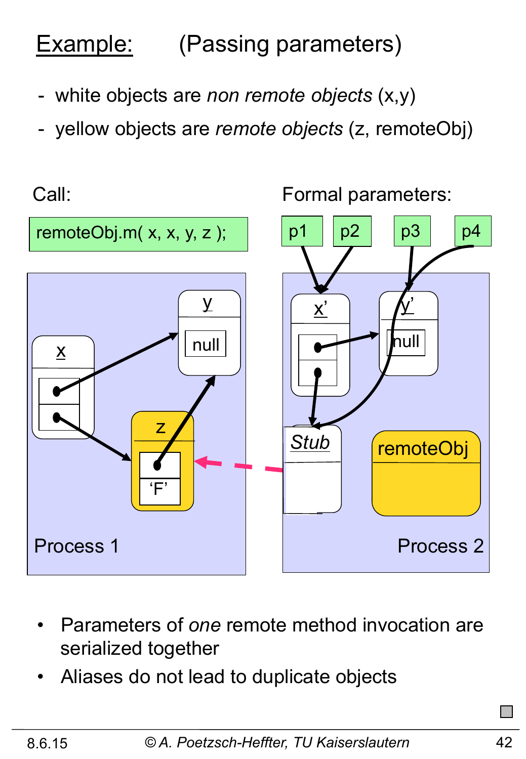# Example: (Passing parameters)

- white objects are *non remote objects* (x,y)
- yellow objects are *remote objects* (z, remoteObj)

Call:

```
remoteObj.m( x, x, y, z );
```

Formal parameters:

p1 p2 p3 p4

Process 1

Process 2

- Parameters of *one* remote method invocation are serialized together
- Aliases do not lead to duplicate objects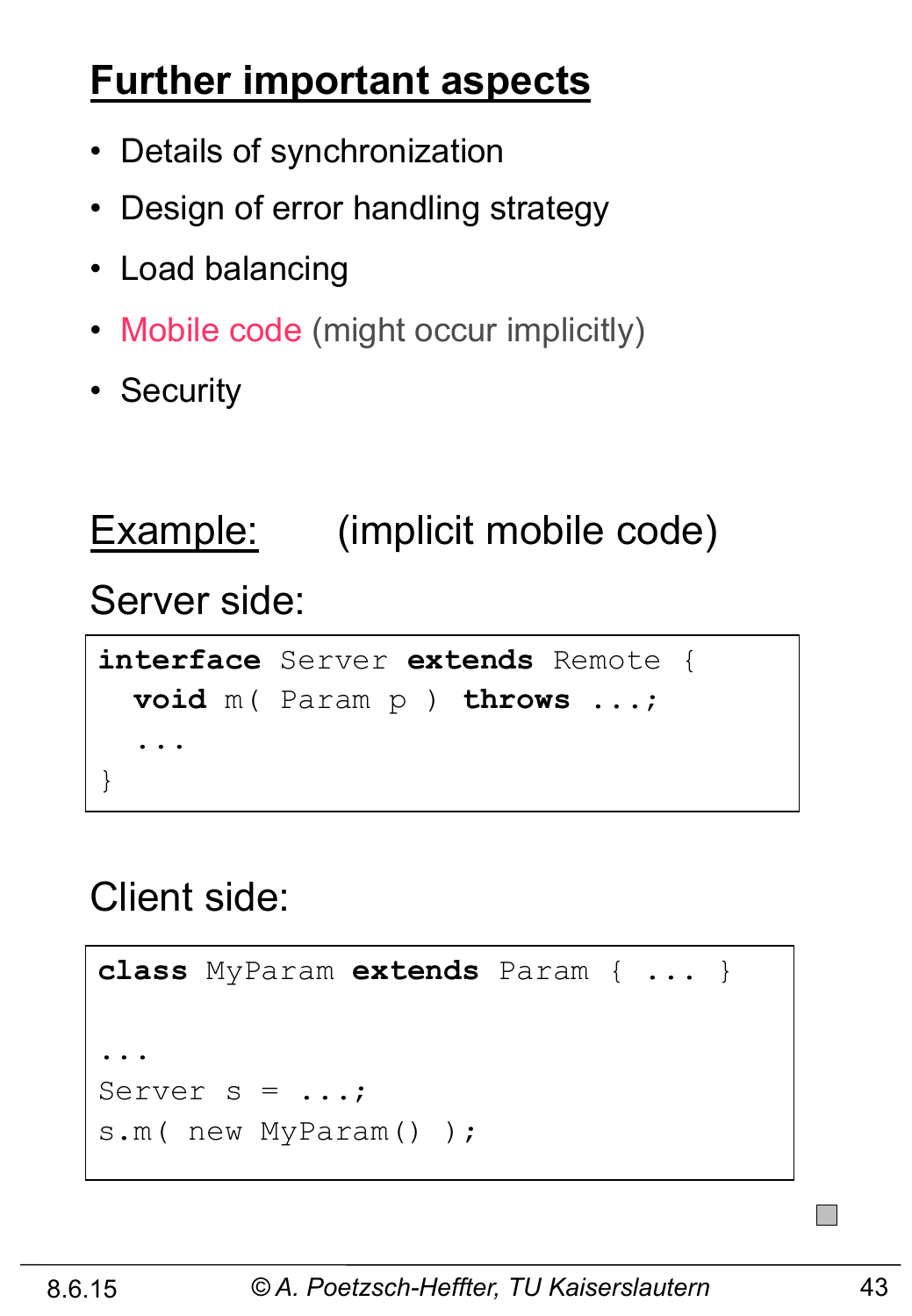# Further important aspects

- Details of synchronization
- Design of error handling strategy
- Load balancing
- Mobile code (might occur implicitly)
- Security

## Example: (implicit mobile code)

Server side:

```
interface Server extends Remote {
  void m( Param p ) throws ...;
  ...
}
```

Client side:

```
class MyParam extends Param { ... }

...
Server s = ...;
s.m( new MyParam() );
```